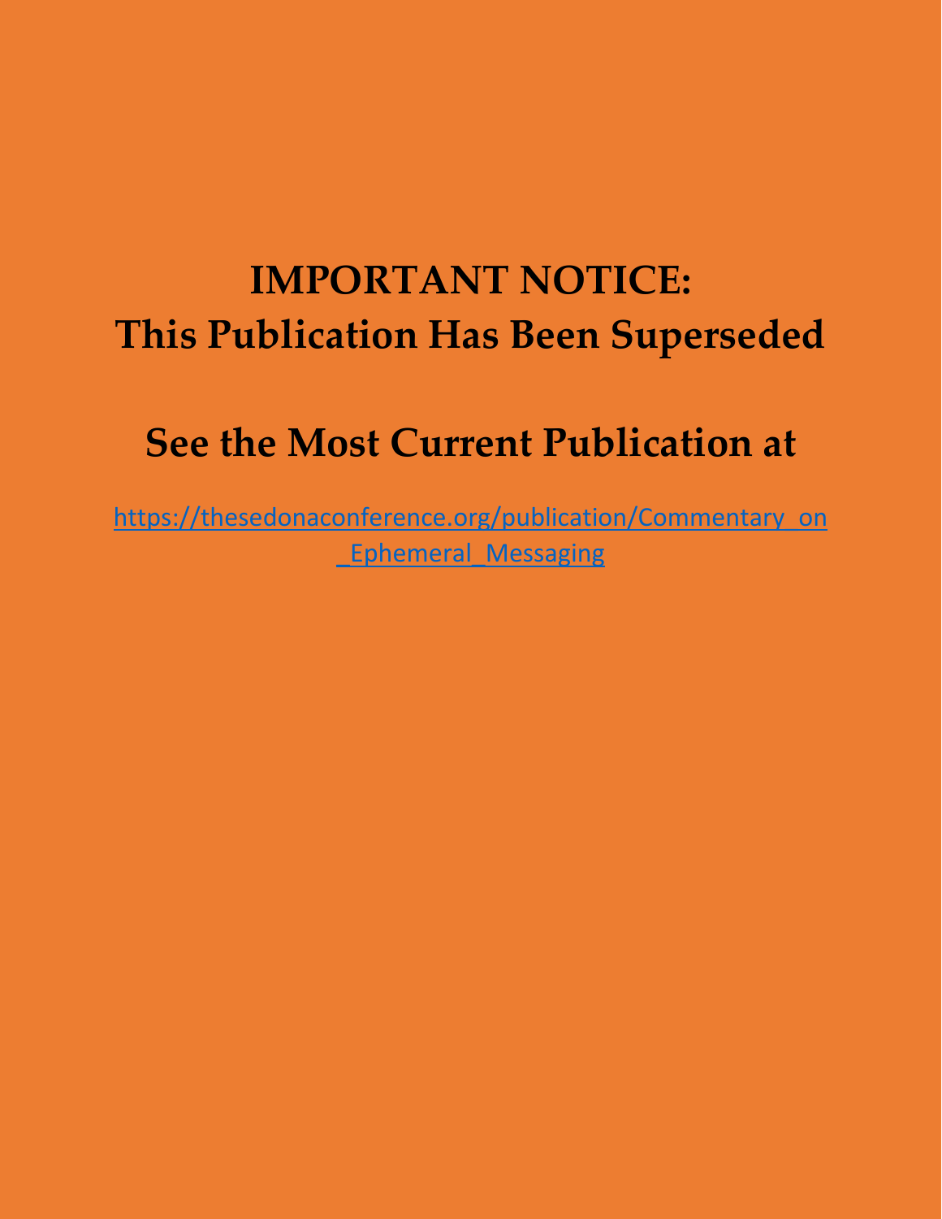# IMPORTANT NOTICE:
# This Publication Has Been Superseded

## See the Most Current Publication at

https://thesedonaconference.org/publication/Commentary_on_Ephemeral_Messaging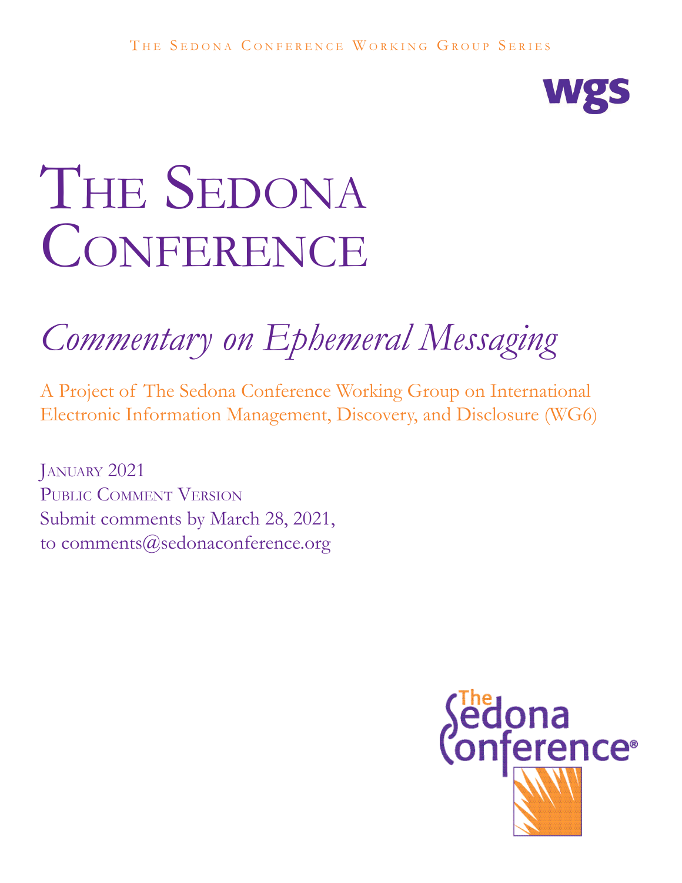The Sedona Conference Working Group Series

wgs

# The Sedona Conference

## *Commentary on Ephemeral Messaging*

A Project of The Sedona Conference Working Group on International Electronic Information Management, Discovery, and Disclosure (WG6)

January 2021
Public Comment Version
Submit comments by March 28, 2021,
to comments@sedonaconference.org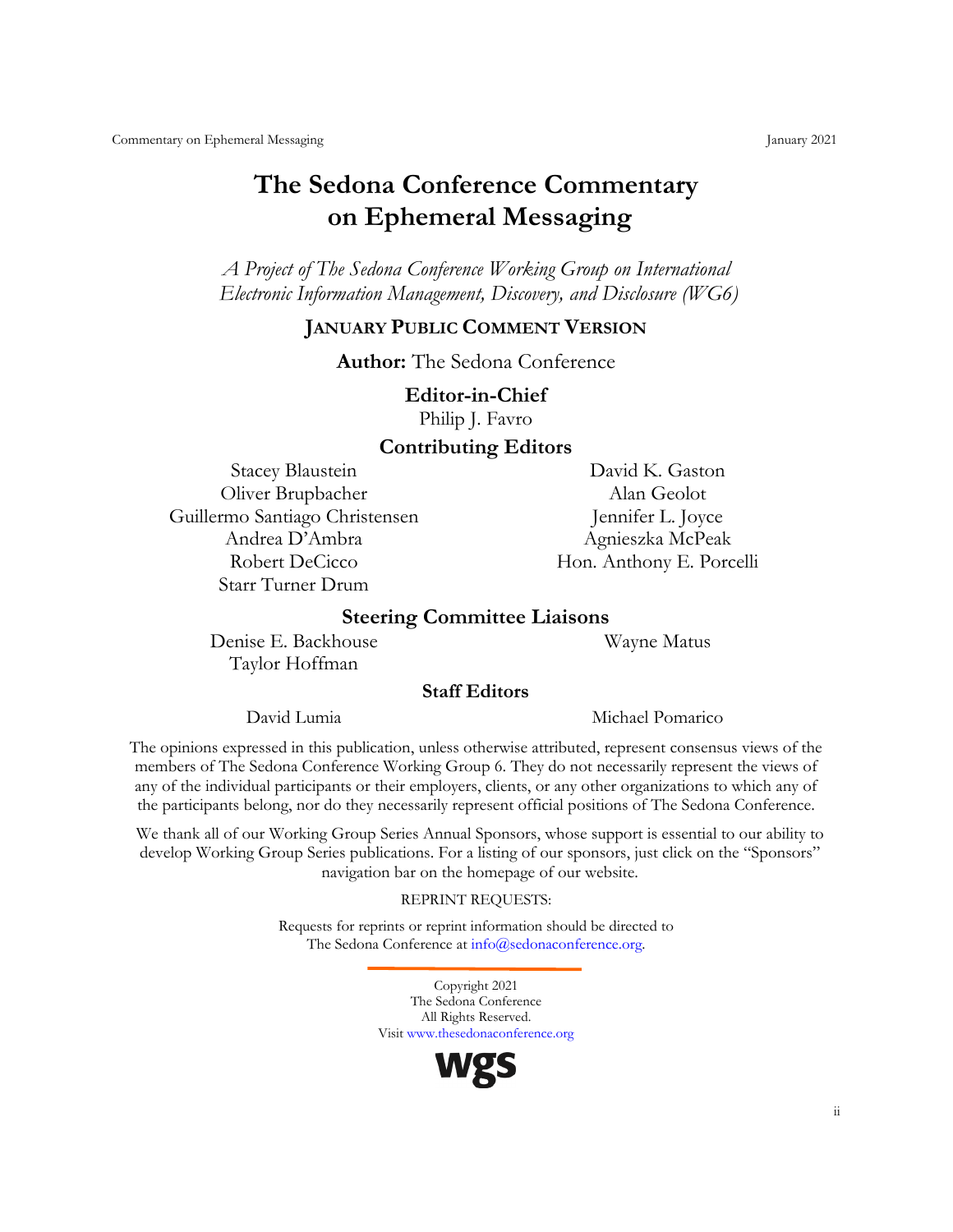# The Sedona Conference Commentary on Ephemeral Messaging

*A Project of The Sedona Conference Working Group on International Electronic Information Management, Discovery, and Disclosure (WG6)*

**JANUARY PUBLIC COMMENT VERSION**

**Author:** The Sedona Conference

**Editor-in-Chief**

Philip J. Favro

**Contributing Editors**

Stacey Blaustein
Oliver Brupbacher
Guillermo Santiago Christensen
Andrea D'Ambra
Robert DeCicco
Starr Turner Drum
David K. Gaston
Alan Geolot
Jennifer L. Joyce
Agnieszka McPeak
Hon. Anthony E. Porcelli

**Steering Committee Liaisons**

Denise E. Backhouse
Taylor Hoffman
Wayne Matus

**Staff Editors**

David Lumia
Michael Pomarico

The opinions expressed in this publication, unless otherwise attributed, represent consensus views of the members of The Sedona Conference Working Group 6. They do not necessarily represent the views of any of the individual participants or their employers, clients, or any other organizations to which any of the participants belong, nor do they necessarily represent official positions of The Sedona Conference.

We thank all of our Working Group Series Annual Sponsors, whose support is essential to our ability to develop Working Group Series publications. For a listing of our sponsors, just click on the "Sponsors" navigation bar on the homepage of our website.

REPRINT REQUESTS:

Requests for reprints or reprint information should be directed to The Sedona Conference at info@sedonaconference.org.

Copyright 2021
The Sedona Conference
All Rights Reserved.
Visit www.thesedonaconference.org

wgs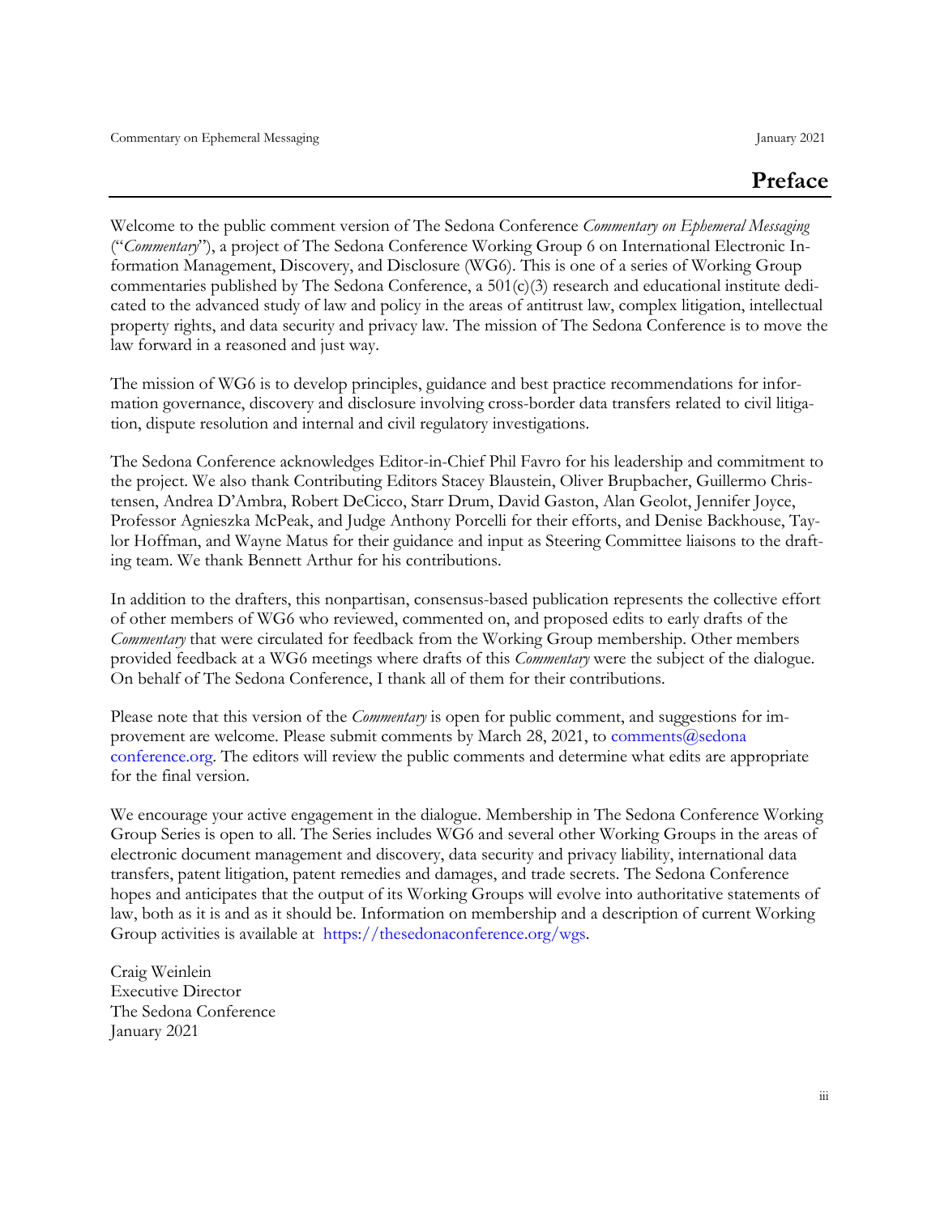# Preface

Welcome to the public comment version of The Sedona Conference *Commentary on Ephemeral Messaging* ("*Commentary*"), a project of The Sedona Conference Working Group 6 on International Electronic Information Management, Discovery, and Disclosure (WG6). This is one of a series of Working Group commentaries published by The Sedona Conference, a 501(c)(3) research and educational institute dedicated to the advanced study of law and policy in the areas of antitrust law, complex litigation, intellectual property rights, and data security and privacy law. The mission of The Sedona Conference is to move the law forward in a reasoned and just way.

The mission of WG6 is to develop principles, guidance and best practice recommendations for information governance, discovery and disclosure involving cross-border data transfers related to civil litigation, dispute resolution and internal and civil regulatory investigations.

The Sedona Conference acknowledges Editor-in-Chief Phil Favro for his leadership and commitment to the project. We also thank Contributing Editors Stacey Blaustein, Oliver Brupbacher, Guillermo Christensen, Andrea D'Ambra, Robert DeCicco, Starr Drum, David Gaston, Alan Geolot, Jennifer Joyce, Professor Agnieszka McPeak, and Judge Anthony Porcelli for their efforts, and Denise Backhouse, Taylor Hoffman, and Wayne Matus for their guidance and input as Steering Committee liaisons to the drafting team. We thank Bennett Arthur for his contributions.

In addition to the drafters, this nonpartisan, consensus-based publication represents the collective effort of other members of WG6 who reviewed, commented on, and proposed edits to early drafts of the *Commentary* that were circulated for feedback from the Working Group membership. Other members provided feedback at a WG6 meetings where drafts of this *Commentary* were the subject of the dialogue. On behalf of The Sedona Conference, I thank all of them for their contributions.

Please note that this version of the *Commentary* is open for public comment, and suggestions for improvement are welcome. Please submit comments by March 28, 2021, to comments@sedonaconference.org. The editors will review the public comments and determine what edits are appropriate for the final version.

We encourage your active engagement in the dialogue. Membership in The Sedona Conference Working Group Series is open to all. The Series includes WG6 and several other Working Groups in the areas of electronic document management and discovery, data security and privacy liability, international data transfers, patent litigation, patent remedies and damages, and trade secrets. The Sedona Conference hopes and anticipates that the output of its Working Groups will evolve into authoritative statements of law, both as it is and as it should be. Information on membership and a description of current Working Group activities is available at https://thesedonaconference.org/wgs.

Craig Weinlein
Executive Director
The Sedona Conference
January 2021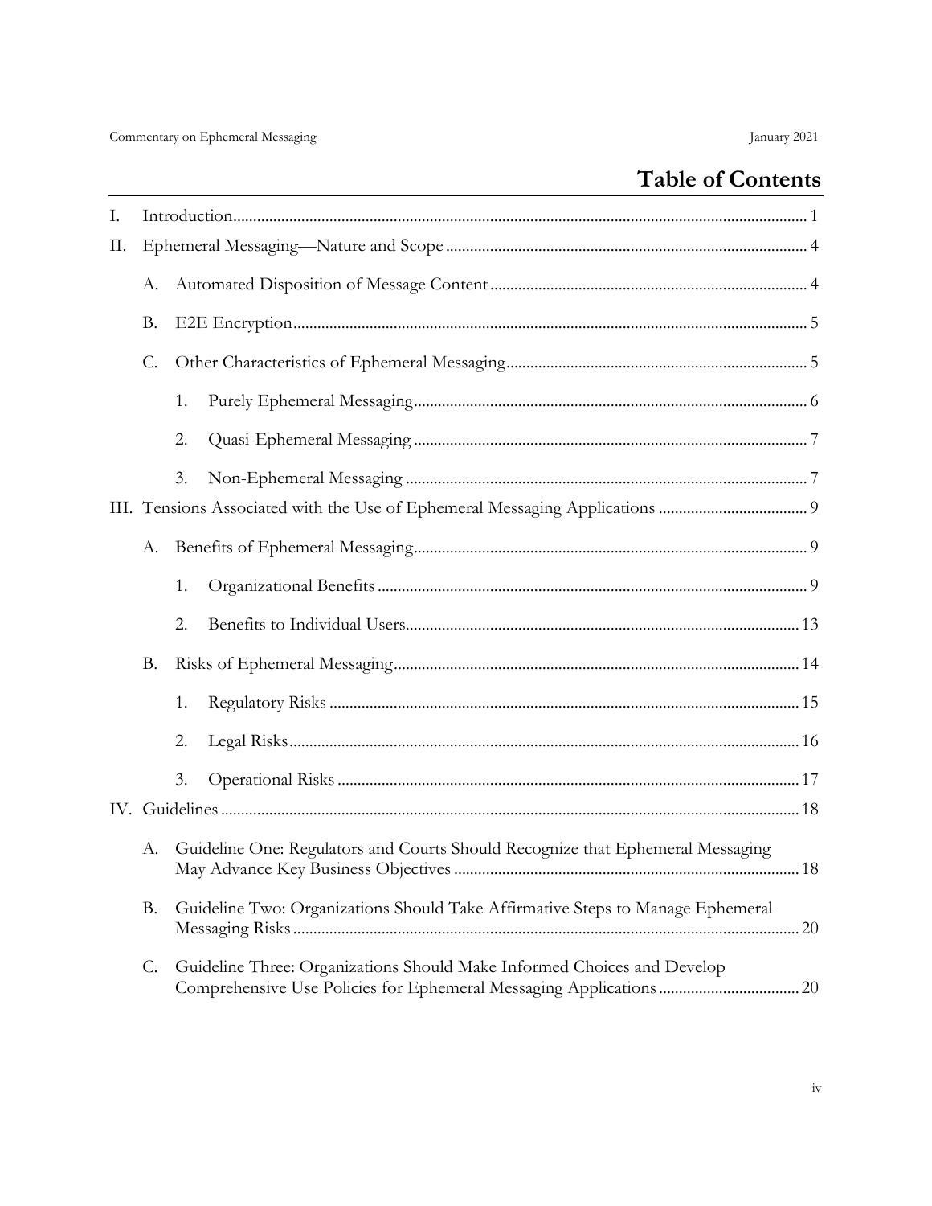# Table of Contents

I. Introduction ... 1

II. Ephemeral Messaging—Nature and Scope ... 4

- A. Automated Disposition of Message Content ... 4
- B. E2E Encryption ... 5
- C. Other Characteristics of Ephemeral Messaging ... 5
  1. Purely Ephemeral Messaging ... 6
  2. Quasi-Ephemeral Messaging ... 7
  3. Non-Ephemeral Messaging ... 7

III. Tensions Associated with the Use of Ephemeral Messaging Applications ... 9

- A. Benefits of Ephemeral Messaging ... 9
  1. Organizational Benefits ... 9
  2. Benefits to Individual Users ... 13
- B. Risks of Ephemeral Messaging ... 14
  1. Regulatory Risks ... 15
  2. Legal Risks ... 16
  3. Operational Risks ... 17

IV. Guidelines ... 18

- A. Guideline One: Regulators and Courts Should Recognize that Ephemeral Messaging May Advance Key Business Objectives ... 18
- B. Guideline Two: Organizations Should Take Affirmative Steps to Manage Ephemeral Messaging Risks ... 20
- C. Guideline Three: Organizations Should Make Informed Choices and Develop Comprehensive Use Policies for Ephemeral Messaging Applications ... 20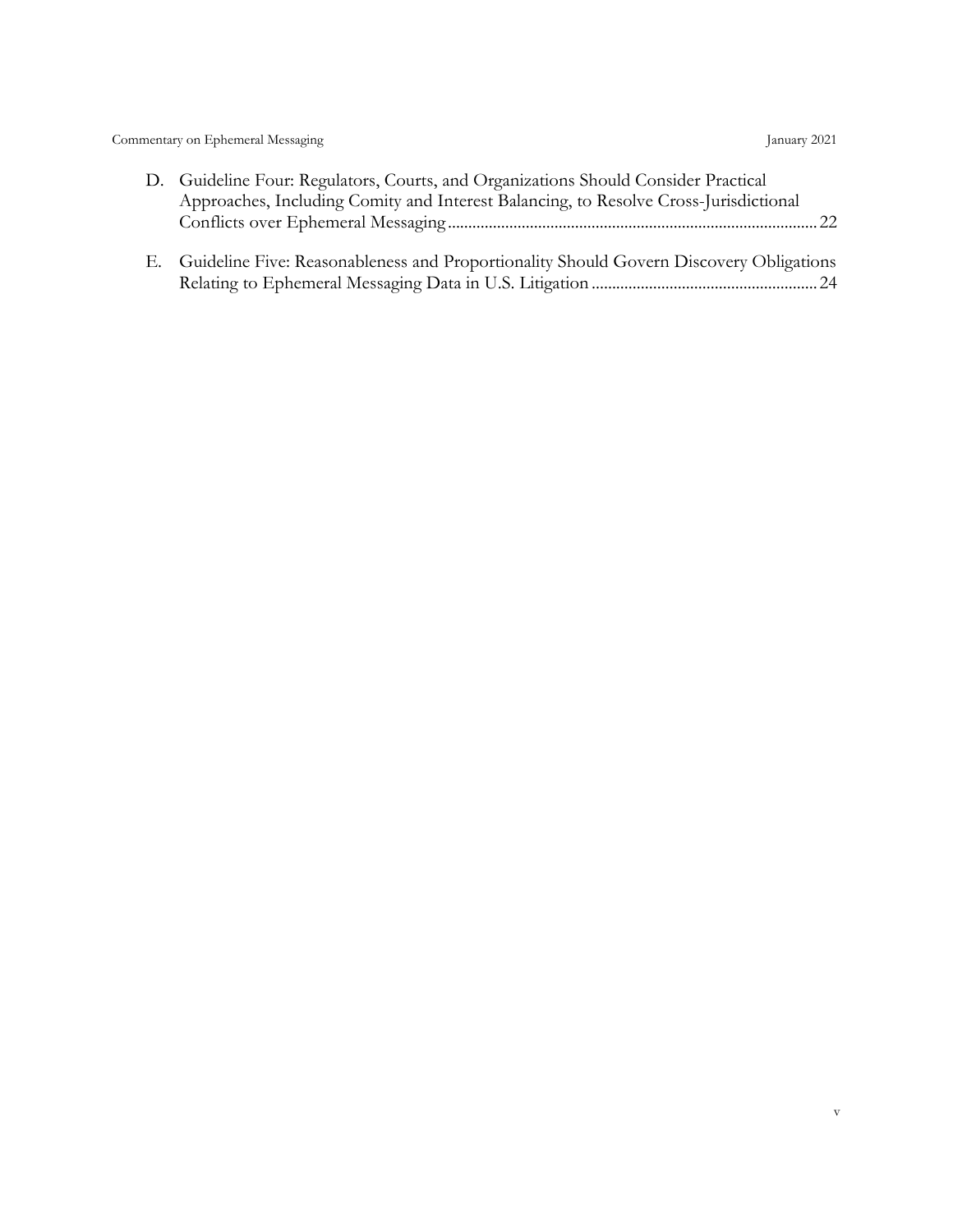D. Guideline Four: Regulators, Courts, and Organizations Should Consider Practical Approaches, Including Comity and Interest Balancing, to Resolve Cross-Jurisdictional Conflicts over Ephemeral Messaging ........................................................................................ 22

E. Guideline Five: Reasonableness and Proportionality Should Govern Discovery Obligations Relating to Ephemeral Messaging Data in U.S. Litigation ...................................................... 24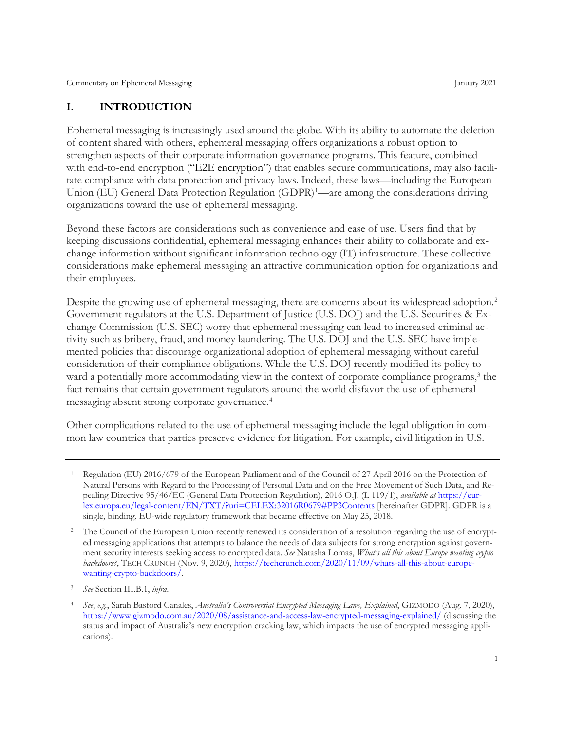## I. INTRODUCTION

Ephemeral messaging is increasingly used around the globe. With its ability to automate the deletion of content shared with others, ephemeral messaging offers organizations a robust option to strengthen aspects of their corporate information governance programs. This feature, combined with end-to-end encryption ("E2E encryption") that enables secure communications, may also facilitate compliance with data protection and privacy laws. Indeed, these laws—including the European Union (EU) General Data Protection Regulation (GDPR)[1]—are among the considerations driving organizations toward the use of ephemeral messaging.

Beyond these factors are considerations such as convenience and ease of use. Users find that by keeping discussions confidential, ephemeral messaging enhances their ability to collaborate and exchange information without significant information technology (IT) infrastructure. These collective considerations make ephemeral messaging an attractive communication option for organizations and their employees.

Despite the growing use of ephemeral messaging, there are concerns about its widespread adoption.[2] Government regulators at the U.S. Department of Justice (U.S. DOJ) and the U.S. Securities & Exchange Commission (U.S. SEC) worry that ephemeral messaging can lead to increased criminal activity such as bribery, fraud, and money laundering. The U.S. DOJ and the U.S. SEC have implemented policies that discourage organizational adoption of ephemeral messaging without careful consideration of their compliance obligations. While the U.S. DOJ recently modified its policy toward a potentially more accommodating view in the context of corporate compliance programs,[3] the fact remains that certain government regulators around the world disfavor the use of ephemeral messaging absent strong corporate governance.[4]

Other complications related to the use of ephemeral messaging include the legal obligation in common law countries that parties preserve evidence for litigation. For example, civil litigation in U.S.

---

[1] Regulation (EU) 2016/679 of the European Parliament and of the Council of 27 April 2016 on the Protection of Natural Persons with Regard to the Processing of Personal Data and on the Free Movement of Such Data, and Repealing Directive 95/46/EC (General Data Protection Regulation), 2016 O.J. (L 119/1), *available at* https://eur-lex.europa.eu/legal-content/EN/TXT/?uri=CELEX:32016R0679#PP3Contents [hereinafter GDPR]. GDPR is a single, binding, EU-wide regulatory framework that became effective on May 25, 2018.

[2] The Council of the European Union recently renewed its consideration of a resolution regarding the use of encrypted messaging applications that attempts to balance the needs of data subjects for strong encryption against government security interests seeking access to encrypted data. *See* Natasha Lomas, *What's all this about Europe wanting crypto backdoors?*, TECH CRUNCH (Nov. 9, 2020), https://techcrunch.com/2020/11/09/whats-all-this-about-europe-wanting-crypto-backdoors/.

[3] *See* Section III.B.1, *infra*.

[4] *See*, *e.g.*, Sarah Basford Canales, *Australia's Controversial Encrypted Messaging Laws, Explained*, GIZMODO (Aug. 7, 2020), https://www.gizmodo.com.au/2020/08/assistance-and-access-law-encrypted-messaging-explained/ (discussing the status and impact of Australia's new encryption cracking law, which impacts the use of encrypted messaging applications).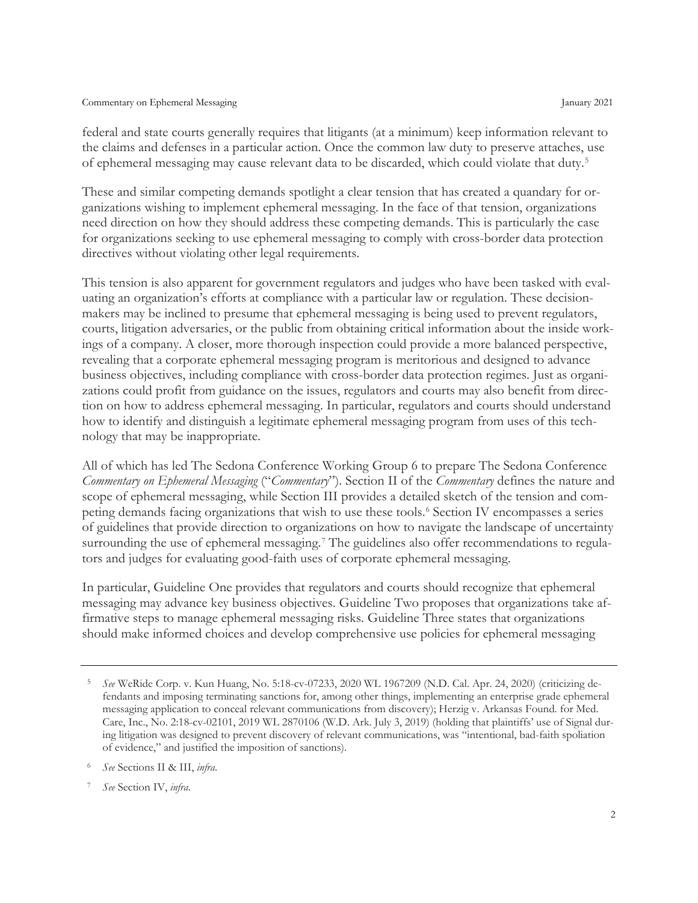federal and state courts generally requires that litigants (at a minimum) keep information relevant to the claims and defenses in a particular action. Once the common law duty to preserve attaches, use of ephemeral messaging may cause relevant data to be discarded, which could violate that duty.[5]

These and similar competing demands spotlight a clear tension that has created a quandary for organizations wishing to implement ephemeral messaging. In the face of that tension, organizations need direction on how they should address these competing demands. This is particularly the case for organizations seeking to use ephemeral messaging to comply with cross-border data protection directives without violating other legal requirements.

This tension is also apparent for government regulators and judges who have been tasked with evaluating an organization's efforts at compliance with a particular law or regulation. These decision-makers may be inclined to presume that ephemeral messaging is being used to prevent regulators, courts, litigation adversaries, or the public from obtaining critical information about the inside workings of a company. A closer, more thorough inspection could provide a more balanced perspective, revealing that a corporate ephemeral messaging program is meritorious and designed to advance business objectives, including compliance with cross-border data protection regimes. Just as organizations could profit from guidance on the issues, regulators and courts may also benefit from direction on how to address ephemeral messaging. In particular, regulators and courts should understand how to identify and distinguish a legitimate ephemeral messaging program from uses of this technology that may be inappropriate.

All of which has led The Sedona Conference Working Group 6 to prepare The Sedona Conference *Commentary on Ephemeral Messaging* ("*Commentary*"). Section II of the *Commentary* defines the nature and scope of ephemeral messaging, while Section III provides a detailed sketch of the tension and competing demands facing organizations that wish to use these tools.[6] Section IV encompasses a series of guidelines that provide direction to organizations on how to navigate the landscape of uncertainty surrounding the use of ephemeral messaging.[7] The guidelines also offer recommendations to regulators and judges for evaluating good-faith uses of corporate ephemeral messaging.

In particular, Guideline One provides that regulators and courts should recognize that ephemeral messaging may advance key business objectives. Guideline Two proposes that organizations take affirmative steps to manage ephemeral messaging risks. Guideline Three states that organizations should make informed choices and develop comprehensive use policies for ephemeral messaging

---

[5] *See* WeRide Corp. v. Kun Huang, No. 5:18-cv-07233, 2020 WL 1967209 (N.D. Cal. Apr. 24, 2020) (criticizing defendants and imposing terminating sanctions for, among other things, implementing an enterprise grade ephemeral messaging application to conceal relevant communications from discovery); Herzig v. Arkansas Found. for Med. Care, Inc., No. 2:18-cv-02101, 2019 WL 2870106 (W.D. Ark. July 3, 2019) (holding that plaintiffs' use of Signal during litigation was designed to prevent discovery of relevant communications, was "intentional, bad-faith spoliation of evidence," and justified the imposition of sanctions).

[6] *See* Sections II & III, *infra*.

[7] *See* Section IV, *infra*.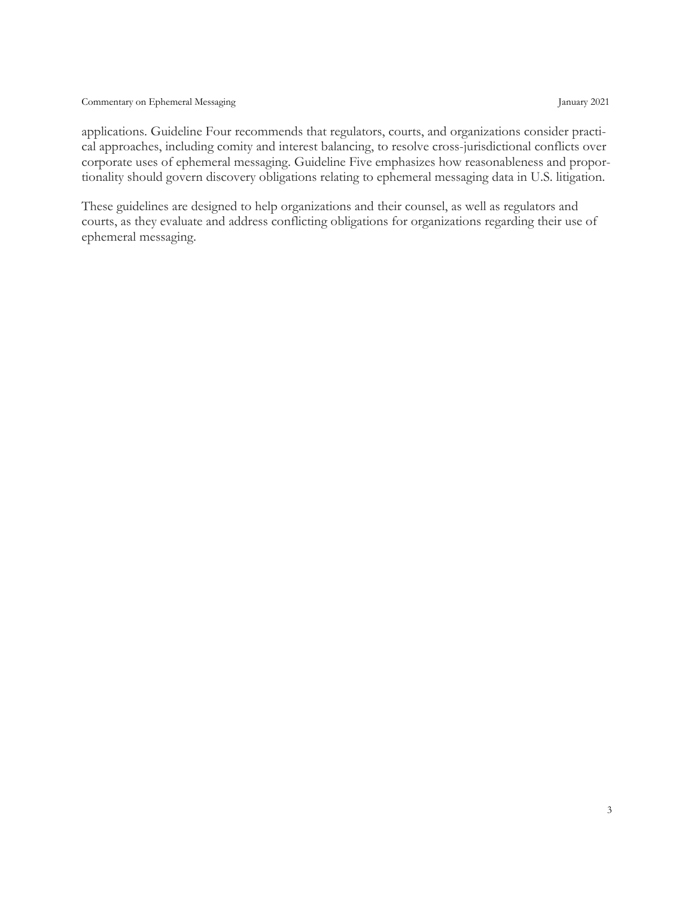applications. Guideline Four recommends that regulators, courts, and organizations consider practical approaches, including comity and interest balancing, to resolve cross-jurisdictional conflicts over corporate uses of ephemeral messaging. Guideline Five emphasizes how reasonableness and proportionality should govern discovery obligations relating to ephemeral messaging data in U.S. litigation.

These guidelines are designed to help organizations and their counsel, as well as regulators and courts, as they evaluate and address conflicting obligations for organizations regarding their use of ephemeral messaging.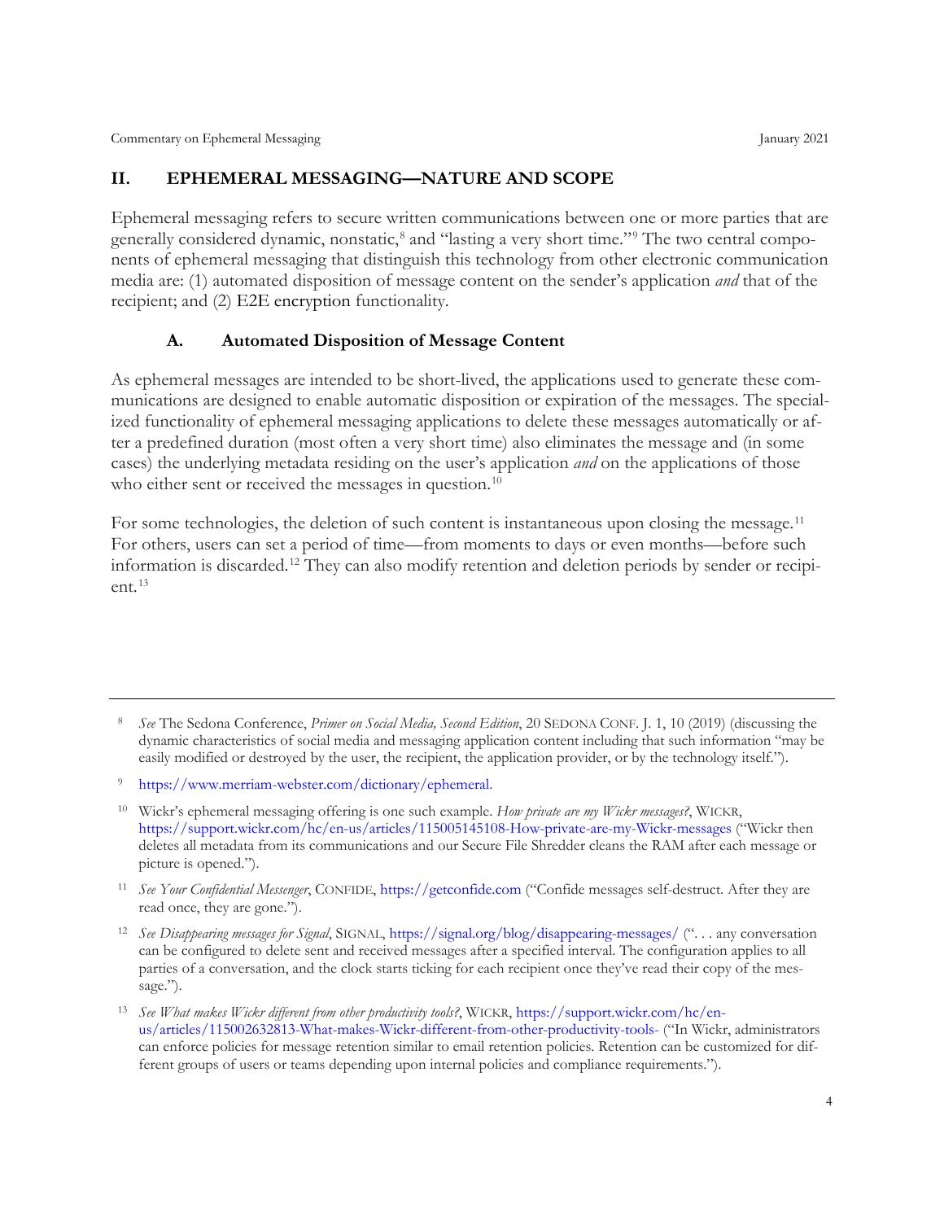## II. EPHEMERAL MESSAGING—NATURE AND SCOPE

Ephemeral messaging refers to secure written communications between one or more parties that are generally considered dynamic, nonstatic,[8] and "lasting a very short time."[9] The two central components of ephemeral messaging that distinguish this technology from other electronic communication media are: (1) automated disposition of message content on the sender's application *and* that of the recipient; and (2) E2E encryption functionality.

### A. Automated Disposition of Message Content

As ephemeral messages are intended to be short-lived, the applications used to generate these communications are designed to enable automatic disposition or expiration of the messages. The specialized functionality of ephemeral messaging applications to delete these messages automatically or after a predefined duration (most often a very short time) also eliminates the message and (in some cases) the underlying metadata residing on the user's application *and* on the applications of those who either sent or received the messages in question.[10]

For some technologies, the deletion of such content is instantaneous upon closing the message.[11] For others, users can set a period of time—from moments to days or even months—before such information is discarded.[12] They can also modify retention and deletion periods by sender or recipient.[13]

---

[8] *See* The Sedona Conference, *Primer on Social Media, Second Edition*, 20 SEDONA CONF. J. 1, 10 (2019) (discussing the dynamic characteristics of social media and messaging application content including that such information "may be easily modified or destroyed by the user, the recipient, the application provider, or by the technology itself.").

[9] https://www.merriam-webster.com/dictionary/ephemeral.

[10] Wickr's ephemeral messaging offering is one such example. *How private are my Wickr messages?*, WICKR, https://support.wickr.com/hc/en-us/articles/115005145108-How-private-are-my-Wickr-messages ("Wickr then deletes all metadata from its communications and our Secure File Shredder cleans the RAM after each message or picture is opened.").

[11] *See Your Confidential Messenger*, CONFIDE, https://getconfide.com ("Confide messages self-destruct. After they are read once, they are gone.").

[12] *See Disappearing messages for Signal*, SIGNAL, https://signal.org/blog/disappearing-messages/ (". . . any conversation can be configured to delete sent and received messages after a specified interval. The configuration applies to all parties of a conversation, and the clock starts ticking for each recipient once they've read their copy of the message.").

[13] *See What makes Wickr different from other productivity tools?*, WICKR, https://support.wickr.com/hc/en-us/articles/115002632813-What-makes-Wickr-different-from-other-productivity-tools- ("In Wickr, administrators can enforce policies for message retention similar to email retention policies. Retention can be customized for different groups of users or teams depending upon internal policies and compliance requirements.").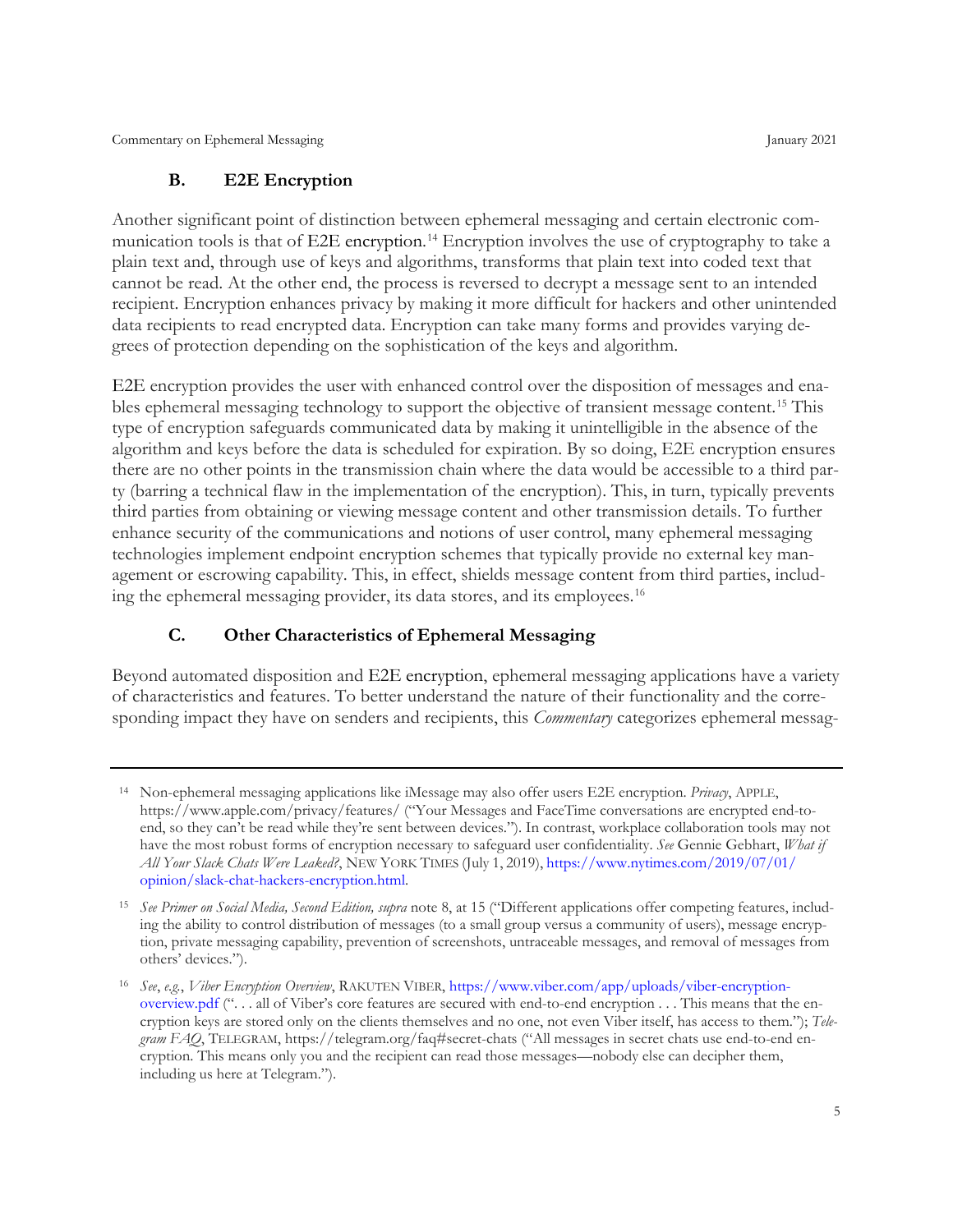### B. E2E Encryption

Another significant point of distinction between ephemeral messaging and certain electronic communication tools is that of E2E encryption.[14] Encryption involves the use of cryptography to take a plain text and, through use of keys and algorithms, transforms that plain text into coded text that cannot be read. At the other end, the process is reversed to decrypt a message sent to an intended recipient. Encryption enhances privacy by making it more difficult for hackers and other unintended data recipients to read encrypted data. Encryption can take many forms and provides varying degrees of protection depending on the sophistication of the keys and algorithm.

E2E encryption provides the user with enhanced control over the disposition of messages and enables ephemeral messaging technology to support the objective of transient message content.[15] This type of encryption safeguards communicated data by making it unintelligible in the absence of the algorithm and keys before the data is scheduled for expiration. By so doing, E2E encryption ensures there are no other points in the transmission chain where the data would be accessible to a third party (barring a technical flaw in the implementation of the encryption). This, in turn, typically prevents third parties from obtaining or viewing message content and other transmission details. To further enhance security of the communications and notions of user control, many ephemeral messaging technologies implement endpoint encryption schemes that typically provide no external key management or escrowing capability. This, in effect, shields message content from third parties, including the ephemeral messaging provider, its data stores, and its employees.[16]

### C. Other Characteristics of Ephemeral Messaging

Beyond automated disposition and E2E encryption, ephemeral messaging applications have a variety of characteristics and features. To better understand the nature of their functionality and the corresponding impact they have on senders and recipients, this *Commentary* categorizes ephemeral messag-

---

[14] Non-ephemeral messaging applications like iMessage may also offer users E2E encryption. *Privacy*, APPLE, https://www.apple.com/privacy/features/ ("Your Messages and FaceTime conversations are encrypted end-to-end, so they can't be read while they're sent between devices."). In contrast, workplace collaboration tools may not have the most robust forms of encryption necessary to safeguard user confidentiality. *See* Gennie Gebhart, *What if All Your Slack Chats Were Leaked?*, NEW YORK TIMES (July 1, 2019), https://www.nytimes.com/2019/07/01/opinion/slack-chat-hackers-encryption.html.

[15] *See Primer on Social Media, Second Edition, supra* note 8, at 15 ("Different applications offer competing features, including the ability to control distribution of messages (to a small group versus a community of users), message encryption, private messaging capability, prevention of screenshots, untraceable messages, and removal of messages from others' devices.").

[16] *See*, *e.g.*, *Viber Encryption Overview*, RAKUTEN VIBER, https://www.viber.com/app/uploads/viber-encryption-overview.pdf (". . . all of Viber's core features are secured with end-to-end encryption . . . This means that the encryption keys are stored only on the clients themselves and no one, not even Viber itself, has access to them."); *Telegram FAQ*, TELEGRAM, https://telegram.org/faq#secret-chats ("All messages in secret chats use end-to-end encryption. This means only you and the recipient can read those messages—nobody else can decipher them, including us here at Telegram.").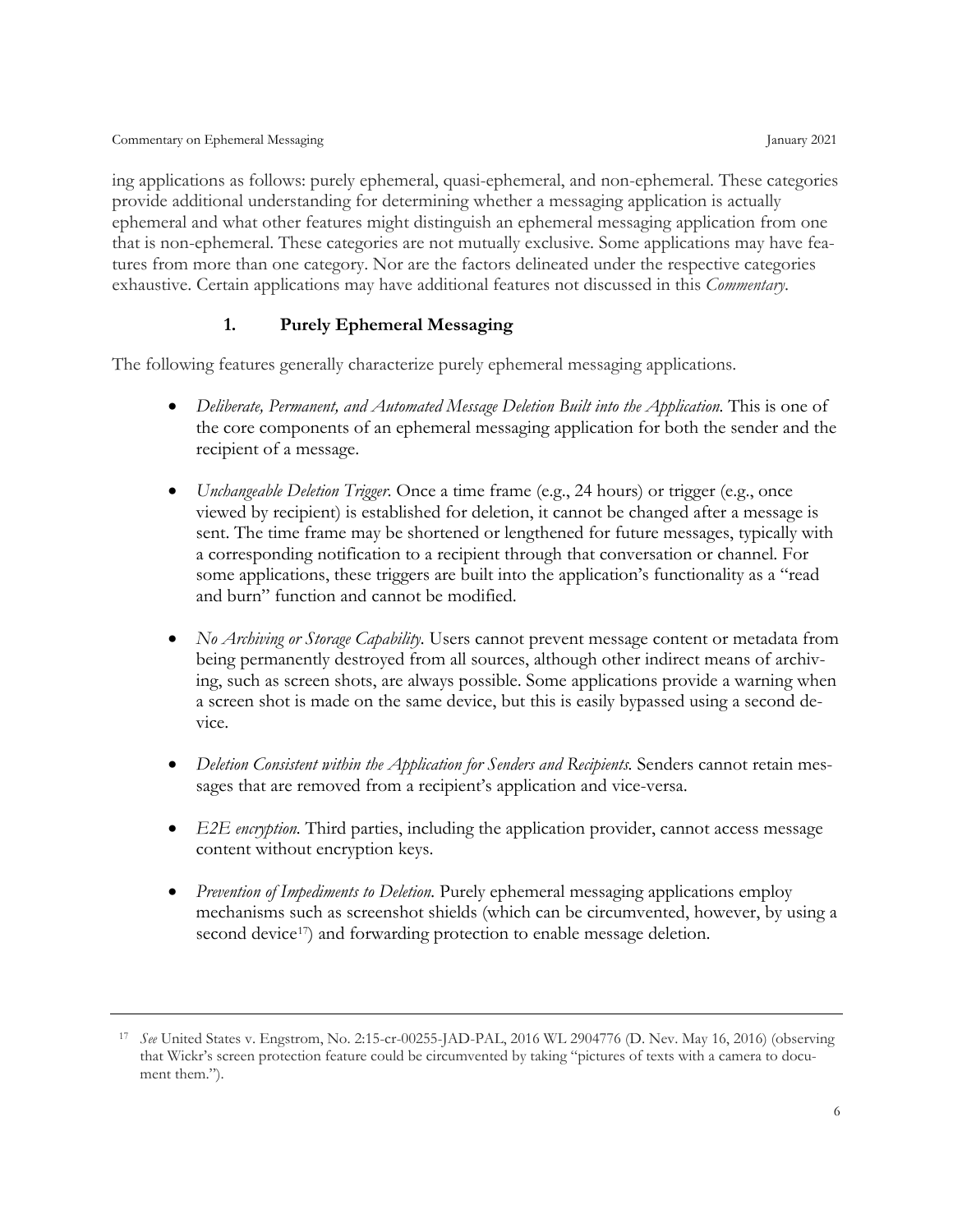ing applications as follows: purely ephemeral, quasi-ephemeral, and non-ephemeral. These categories provide additional understanding for determining whether a messaging application is actually ephemeral and what other features might distinguish an ephemeral messaging application from one that is non-ephemeral. These categories are not mutually exclusive. Some applications may have features from more than one category. Nor are the factors delineated under the respective categories exhaustive. Certain applications may have additional features not discussed in this *Commentary*.

### 1. Purely Ephemeral Messaging

The following features generally characterize purely ephemeral messaging applications.

- *Deliberate, Permanent, and Automated Message Deletion Built into the Application.* This is one of the core components of an ephemeral messaging application for both the sender and the recipient of a message.
- *Unchangeable Deletion Trigger.* Once a time frame (e.g., 24 hours) or trigger (e.g., once viewed by recipient) is established for deletion, it cannot be changed after a message is sent. The time frame may be shortened or lengthened for future messages, typically with a corresponding notification to a recipient through that conversation or channel. For some applications, these triggers are built into the application's functionality as a "read and burn" function and cannot be modified.
- *No Archiving or Storage Capability.* Users cannot prevent message content or metadata from being permanently destroyed from all sources, although other indirect means of archiving, such as screen shots, are always possible. Some applications provide a warning when a screen shot is made on the same device, but this is easily bypassed using a second device.
- *Deletion Consistent within the Application for Senders and Recipients.* Senders cannot retain messages that are removed from a recipient's application and vice-versa.
- *E2E encryption.* Third parties, including the application provider, cannot access message content without encryption keys.
- *Prevention of Impediments to Deletion.* Purely ephemeral messaging applications employ mechanisms such as screenshot shields (which can be circumvented, however, by using a second device[17]) and forwarding protection to enable message deletion.

---

[17] *See* United States v. Engstrom, No. 2:15-cr-00255-JAD-PAL, 2016 WL 2904776 (D. Nev. May 16, 2016) (observing that Wickr's screen protection feature could be circumvented by taking "pictures of texts with a camera to document them.").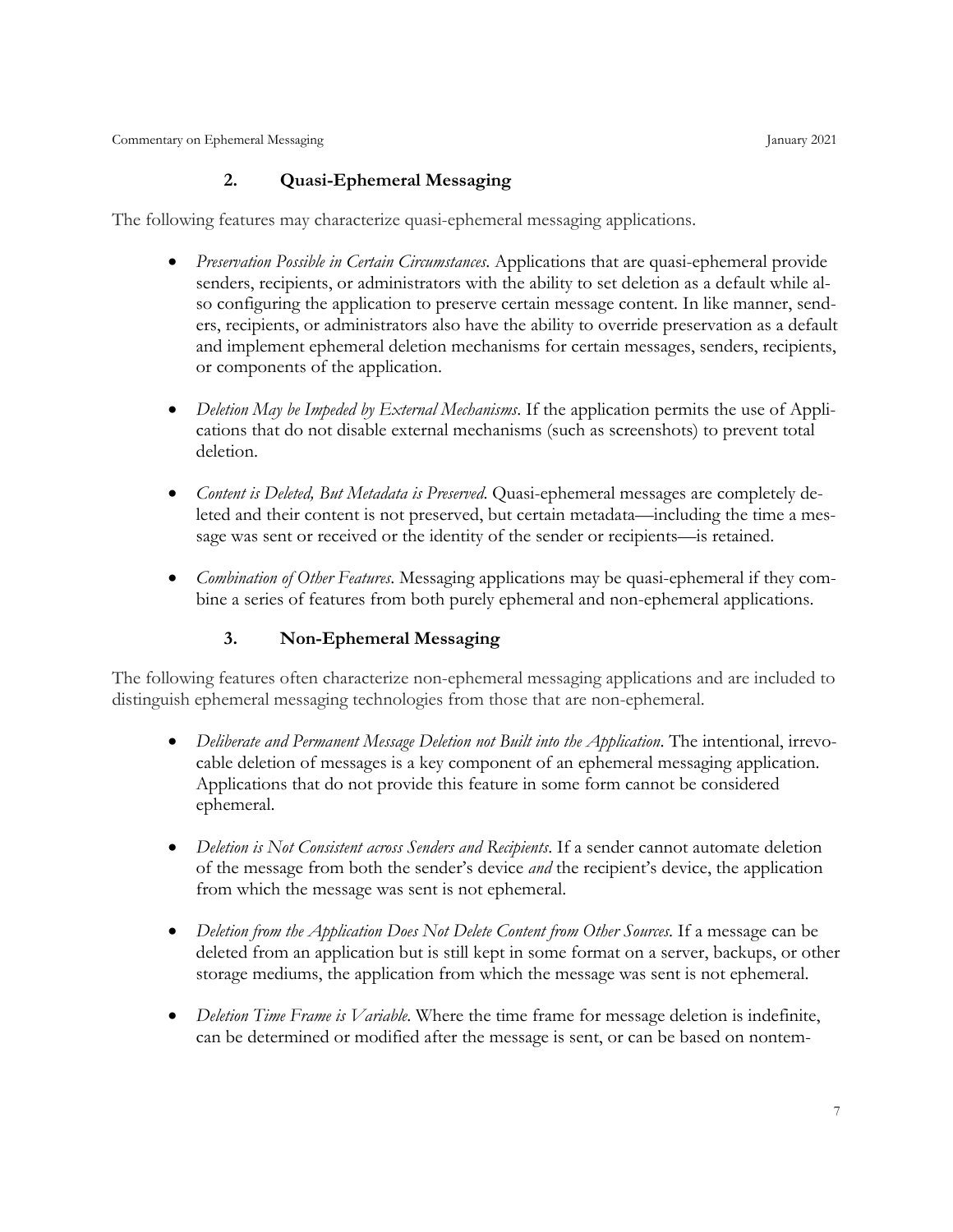### 2. Quasi-Ephemeral Messaging

The following features may characterize quasi-ephemeral messaging applications.

- *Preservation Possible in Certain Circumstances*. Applications that are quasi-ephemeral provide senders, recipients, or administrators with the ability to set deletion as a default while also configuring the application to preserve certain message content. In like manner, senders, recipients, or administrators also have the ability to override preservation as a default and implement ephemeral deletion mechanisms for certain messages, senders, recipients, or components of the application.

- *Deletion May be Impeded by External Mechanisms*. If the application permits the use of Applications that do not disable external mechanisms (such as screenshots) to prevent total deletion.

- *Content is Deleted, But Metadata is Preserved*. Quasi-ephemeral messages are completely deleted and their content is not preserved, but certain metadata—including the time a message was sent or received or the identity of the sender or recipients—is retained.

- *Combination of Other Features*. Messaging applications may be quasi-ephemeral if they combine a series of features from both purely ephemeral and non-ephemeral applications.

### 3. Non-Ephemeral Messaging

The following features often characterize non-ephemeral messaging applications and are included to distinguish ephemeral messaging technologies from those that are non-ephemeral.

- *Deliberate and Permanent Message Deletion not Built into the Application*. The intentional, irrevocable deletion of messages is a key component of an ephemeral messaging application. Applications that do not provide this feature in some form cannot be considered ephemeral.

- *Deletion is Not Consistent across Senders and Recipients*. If a sender cannot automate deletion of the message from both the sender's device *and* the recipient's device, the application from which the message was sent is not ephemeral.

- *Deletion from the Application Does Not Delete Content from Other Sources*. If a message can be deleted from an application but is still kept in some format on a server, backups, or other storage mediums, the application from which the message was sent is not ephemeral.

- *Deletion Time Frame is Variable*. Where the time frame for message deletion is indefinite, can be determined or modified after the message is sent, or can be based on nontem-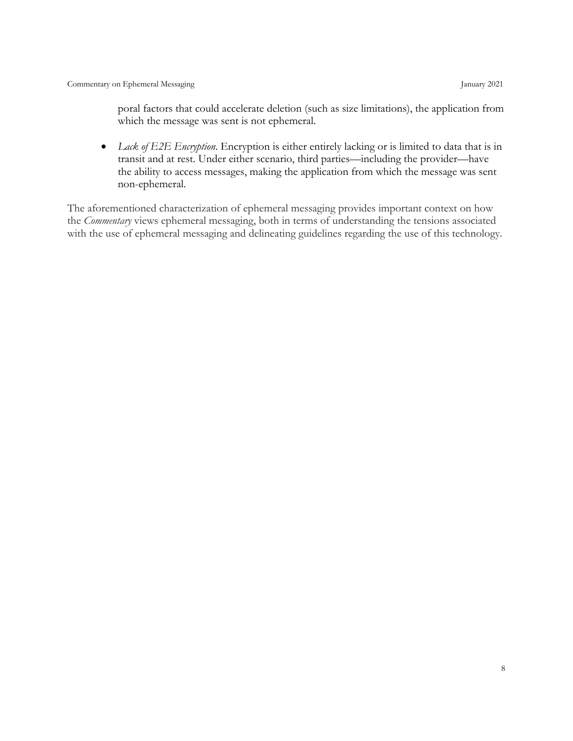poral factors that could accelerate deletion (such as size limitations), the application from which the message was sent is not ephemeral.

- *Lack of E2E Encryption*. Encryption is either entirely lacking or is limited to data that is in transit and at rest. Under either scenario, third parties—including the provider—have the ability to access messages, making the application from which the message was sent non-ephemeral.

The aforementioned characterization of ephemeral messaging provides important context on how the *Commentary* views ephemeral messaging, both in terms of understanding the tensions associated with the use of ephemeral messaging and delineating guidelines regarding the use of this technology.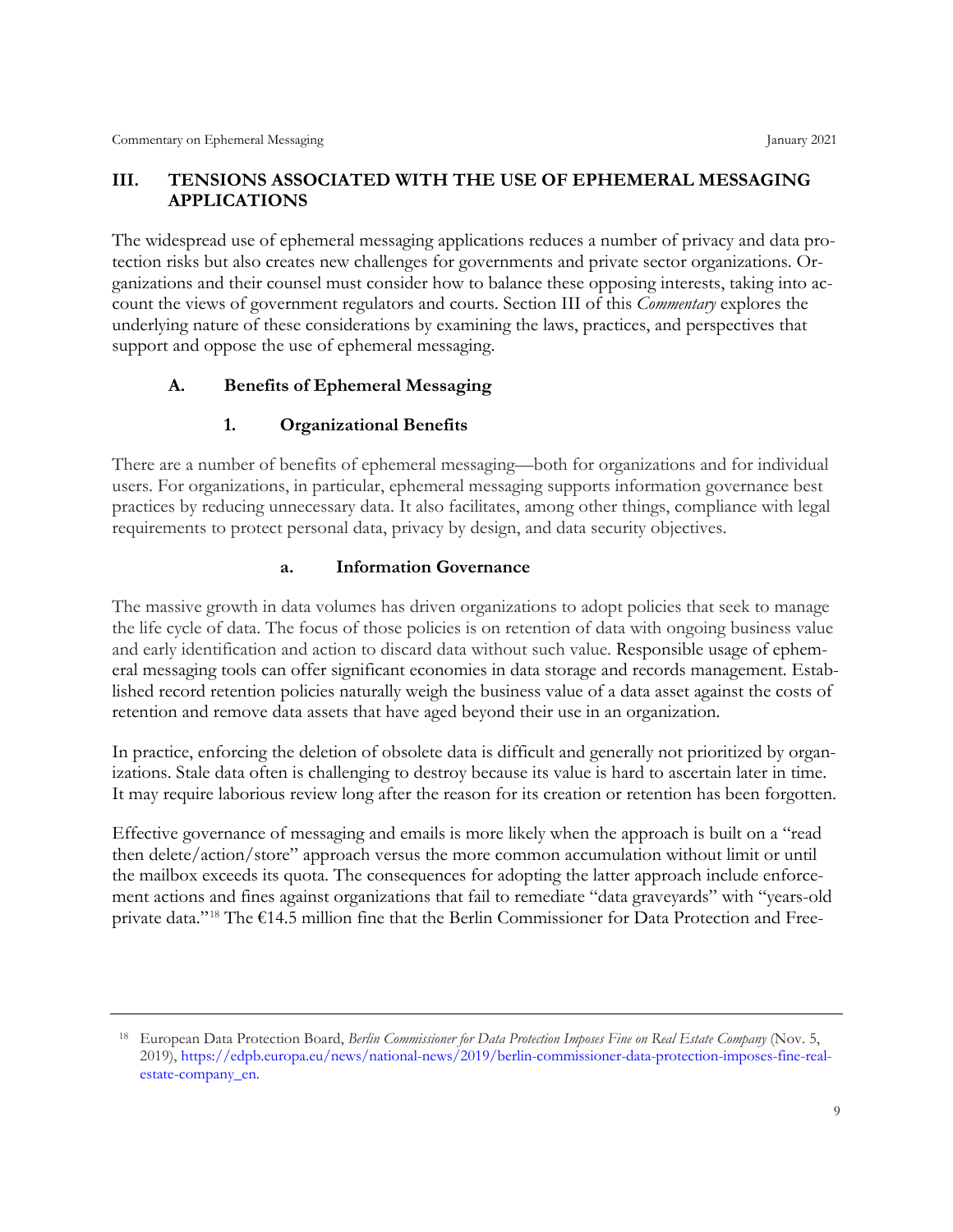## III. TENSIONS ASSOCIATED WITH THE USE OF EPHEMERAL MESSAGING APPLICATIONS

The widespread use of ephemeral messaging applications reduces a number of privacy and data protection risks but also creates new challenges for governments and private sector organizations. Organizations and their counsel must consider how to balance these opposing interests, taking into account the views of government regulators and courts. Section III of this *Commentary* explores the underlying nature of these considerations by examining the laws, practices, and perspectives that support and oppose the use of ephemeral messaging.

### A. Benefits of Ephemeral Messaging

#### 1. Organizational Benefits

There are a number of benefits of ephemeral messaging—both for organizations and for individual users. For organizations, in particular, ephemeral messaging supports information governance best practices by reducing unnecessary data. It also facilitates, among other things, compliance with legal requirements to protect personal data, privacy by design, and data security objectives.

##### a. Information Governance

The massive growth in data volumes has driven organizations to adopt policies that seek to manage the life cycle of data. The focus of those policies is on retention of data with ongoing business value and early identification and action to discard data without such value. Responsible usage of ephemeral messaging tools can offer significant economies in data storage and records management. Established record retention policies naturally weigh the business value of a data asset against the costs of retention and remove data assets that have aged beyond their use in an organization.

In practice, enforcing the deletion of obsolete data is difficult and generally not prioritized by organizations. Stale data often is challenging to destroy because its value is hard to ascertain later in time. It may require laborious review long after the reason for its creation or retention has been forgotten.

Effective governance of messaging and emails is more likely when the approach is built on a "read then delete/action/store" approach versus the more common accumulation without limit or until the mailbox exceeds its quota. The consequences for adopting the latter approach include enforcement actions and fines against organizations that fail to remediate "data graveyards" with "years-old private data."[18] The €14.5 million fine that the Berlin Commissioner for Data Protection and Free-

---

[18] European Data Protection Board, *Berlin Commissioner for Data Protection Imposes Fine on Real Estate Company* (Nov. 5, 2019), https://edpb.europa.eu/news/national-news/2019/berlin-commissioner-data-protection-imposes-fine-real-estate-company_en.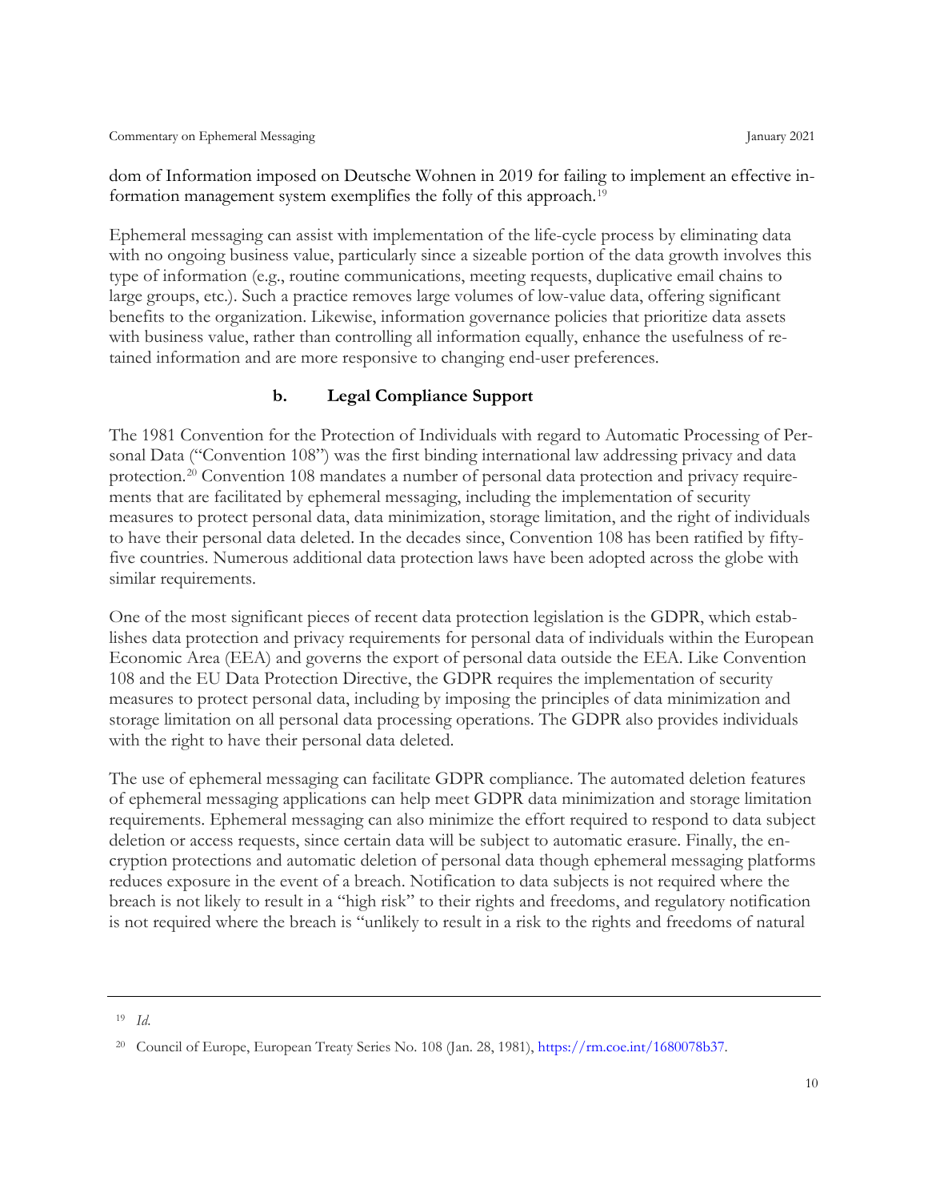dom of Information imposed on Deutsche Wohnen in 2019 for failing to implement an effective information management system exemplifies the folly of this approach.[19]

Ephemeral messaging can assist with implementation of the life-cycle process by eliminating data with no ongoing business value, particularly since a sizeable portion of the data growth involves this type of information (e.g., routine communications, meeting requests, duplicative email chains to large groups, etc.). Such a practice removes large volumes of low-value data, offering significant benefits to the organization. Likewise, information governance policies that prioritize data assets with business value, rather than controlling all information equally, enhance the usefulness of retained information and are more responsive to changing end-user preferences.

### b. Legal Compliance Support

The 1981 Convention for the Protection of Individuals with regard to Automatic Processing of Personal Data ("Convention 108") was the first binding international law addressing privacy and data protection.[20] Convention 108 mandates a number of personal data protection and privacy requirements that are facilitated by ephemeral messaging, including the implementation of security measures to protect personal data, data minimization, storage limitation, and the right of individuals to have their personal data deleted. In the decades since, Convention 108 has been ratified by fifty-five countries. Numerous additional data protection laws have been adopted across the globe with similar requirements.

One of the most significant pieces of recent data protection legislation is the GDPR, which establishes data protection and privacy requirements for personal data of individuals within the European Economic Area (EEA) and governs the export of personal data outside the EEA. Like Convention 108 and the EU Data Protection Directive, the GDPR requires the implementation of security measures to protect personal data, including by imposing the principles of data minimization and storage limitation on all personal data processing operations. The GDPR also provides individuals with the right to have their personal data deleted.

The use of ephemeral messaging can facilitate GDPR compliance. The automated deletion features of ephemeral messaging applications can help meet GDPR data minimization and storage limitation requirements. Ephemeral messaging can also minimize the effort required to respond to data subject deletion or access requests, since certain data will be subject to automatic erasure. Finally, the encryption protections and automatic deletion of personal data though ephemeral messaging platforms reduces exposure in the event of a breach. Notification to data subjects is not required where the breach is not likely to result in a "high risk" to their rights and freedoms, and regulatory notification is not required where the breach is "unlikely to result in a risk to the rights and freedoms of natural

---

[19] *Id.*

[20] Council of Europe, European Treaty Series No. 108 (Jan. 28, 1981), https://rm.coe.int/1680078b37.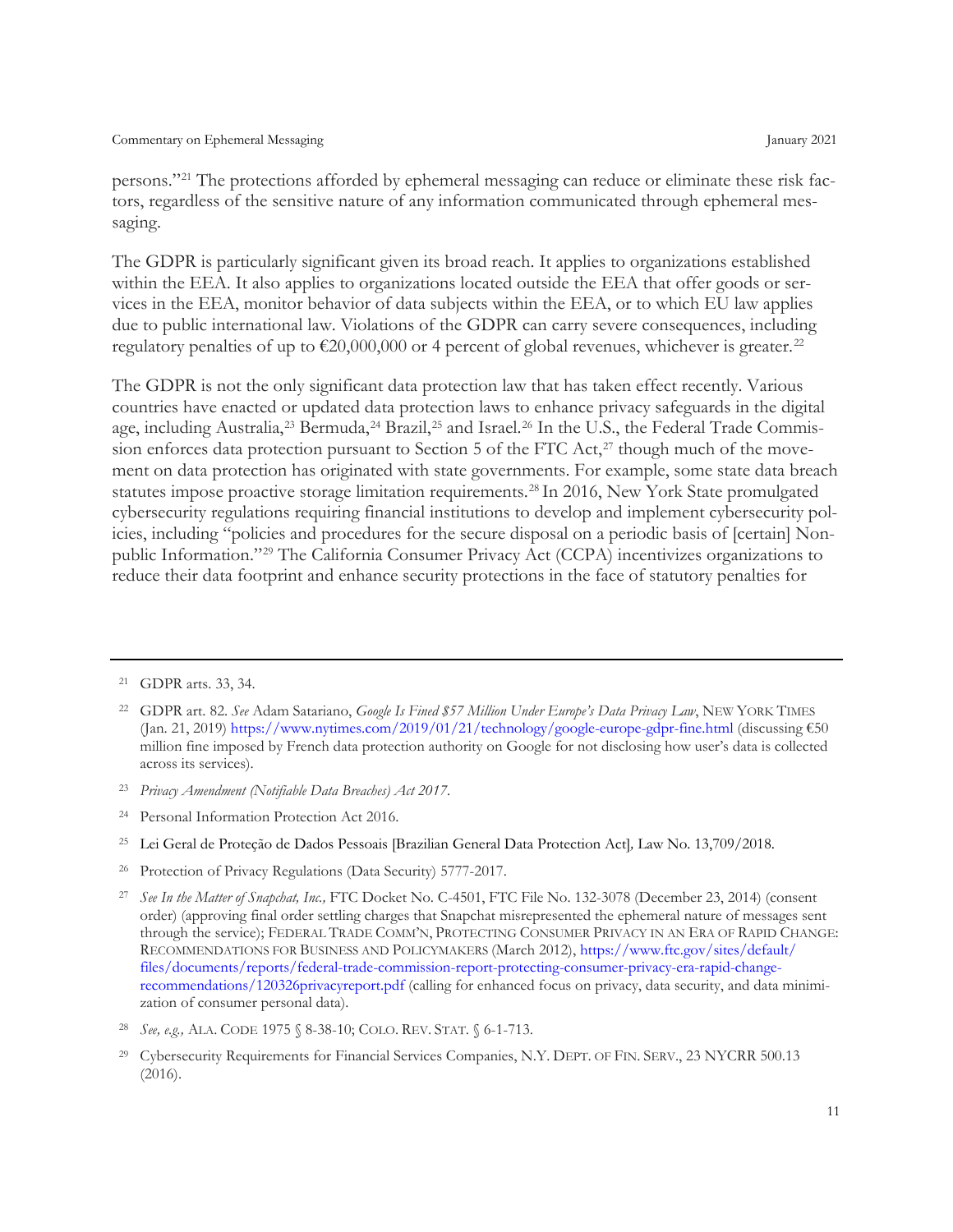persons."[21] The protections afforded by ephemeral messaging can reduce or eliminate these risk factors, regardless of the sensitive nature of any information communicated through ephemeral messaging.

The GDPR is particularly significant given its broad reach. It applies to organizations established within the EEA. It also applies to organizations located outside the EEA that offer goods or services in the EEA, monitor behavior of data subjects within the EEA, or to which EU law applies due to public international law. Violations of the GDPR can carry severe consequences, including regulatory penalties of up to €20,000,000 or 4 percent of global revenues, whichever is greater.[22]

The GDPR is not the only significant data protection law that has taken effect recently. Various countries have enacted or updated data protection laws to enhance privacy safeguards in the digital age, including Australia,[23] Bermuda,[24] Brazil,[25] and Israel.[26] In the U.S., the Federal Trade Commission enforces data protection pursuant to Section 5 of the FTC Act,[27] though much of the movement on data protection has originated with state governments. For example, some state data breach statutes impose proactive storage limitation requirements.[28] In 2016, New York State promulgated cybersecurity regulations requiring financial institutions to develop and implement cybersecurity policies, including "policies and procedures for the secure disposal on a periodic basis of [certain] Nonpublic Information."[29] The California Consumer Privacy Act (CCPA) incentivizes organizations to reduce their data footprint and enhance security protections in the face of statutory penalties for

---

[21] GDPR arts. 33, 34.

[22] GDPR art. 82. *See* Adam Satariano, *Google Is Fined $57 Million Under Europe's Data Privacy Law*, NEW YORK TIMES (Jan. 21, 2019) https://www.nytimes.com/2019/01/21/technology/google-europe-gdpr-fine.html (discussing €50 million fine imposed by French data protection authority on Google for not disclosing how user's data is collected across its services).

[23] *Privacy Amendment (Notifiable Data Breaches) Act 2017*.

[24] Personal Information Protection Act 2016.

[25] Lei Geral de Proteção de Dados Pessoais [Brazilian General Data Protection Act], Law No. 13,709/2018.

[26] Protection of Privacy Regulations (Data Security) 5777-2017.

[27] *See In the Matter of Snapchat, Inc.,* FTC Docket No. C-4501, FTC File No. 132-3078 (December 23, 2014) (consent order) (approving final order settling charges that Snapchat misrepresented the ephemeral nature of messages sent through the service); FEDERAL TRADE COMM'N, PROTECTING CONSUMER PRIVACY IN AN ERA OF RAPID CHANGE: RECOMMENDATIONS FOR BUSINESS AND POLICYMAKERS (March 2012), https://www.ftc.gov/sites/default/files/documents/reports/federal-trade-commission-report-protecting-consumer-privacy-era-rapid-change-recommendations/120326privacyreport.pdf (calling for enhanced focus on privacy, data security, and data minimization of consumer personal data).

[28] *See, e.g.,* ALA. CODE 1975 § 8-38-10; COLO. REV. STAT. § 6-1-713.

[29] Cybersecurity Requirements for Financial Services Companies, N.Y. DEPT. OF FIN. SERV., 23 NYCRR 500.13 (2016).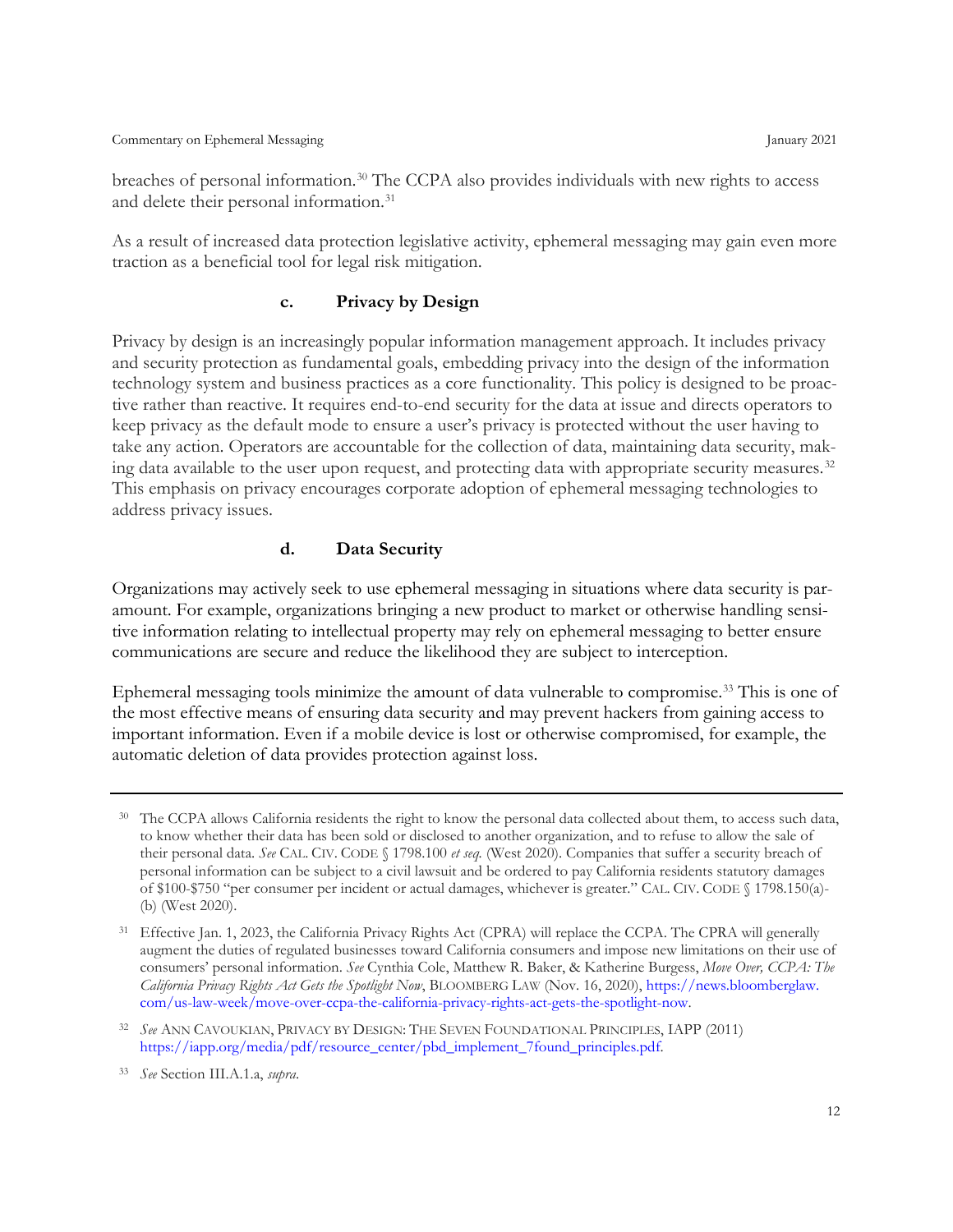breaches of personal information.[30] The CCPA also provides individuals with new rights to access and delete their personal information.[31]

As a result of increased data protection legislative activity, ephemeral messaging may gain even more traction as a beneficial tool for legal risk mitigation.

#### c. Privacy by Design

Privacy by design is an increasingly popular information management approach. It includes privacy and security protection as fundamental goals, embedding privacy into the design of the information technology system and business practices as a core functionality. This policy is designed to be proactive rather than reactive. It requires end-to-end security for the data at issue and directs operators to keep privacy as the default mode to ensure a user's privacy is protected without the user having to take any action. Operators are accountable for the collection of data, maintaining data security, making data available to the user upon request, and protecting data with appropriate security measures.[32] This emphasis on privacy encourages corporate adoption of ephemeral messaging technologies to address privacy issues.

#### d. Data Security

Organizations may actively seek to use ephemeral messaging in situations where data security is paramount. For example, organizations bringing a new product to market or otherwise handling sensitive information relating to intellectual property may rely on ephemeral messaging to better ensure communications are secure and reduce the likelihood they are subject to interception.

Ephemeral messaging tools minimize the amount of data vulnerable to compromise.[33] This is one of the most effective means of ensuring data security and may prevent hackers from gaining access to important information. Even if a mobile device is lost or otherwise compromised, for example, the automatic deletion of data provides protection against loss.

---

[30] The CCPA allows California residents the right to know the personal data collected about them, to access such data, to know whether their data has been sold or disclosed to another organization, and to refuse to allow the sale of their personal data. *See* CAL. CIV. CODE § 1798.100 *et seq.* (West 2020). Companies that suffer a security breach of personal information can be subject to a civil lawsuit and be ordered to pay California residents statutory damages of $100-$750 "per consumer per incident or actual damages, whichever is greater." CAL. CIV. CODE § 1798.150(a)-(b) (West 2020).

[31] Effective Jan. 1, 2023, the California Privacy Rights Act (CPRA) will replace the CCPA. The CPRA will generally augment the duties of regulated businesses toward California consumers and impose new limitations on their use of consumers' personal information. *See* Cynthia Cole, Matthew R. Baker, & Katherine Burgess, *Move Over, CCPA: The California Privacy Rights Act Gets the Spotlight Now*, BLOOMBERG LAW (Nov. 16, 2020), https://news.bloomberglaw.com/us-law-week/move-over-ccpa-the-california-privacy-rights-act-gets-the-spotlight-now.

[32] *See* ANN CAVOUKIAN, PRIVACY BY DESIGN: THE SEVEN FOUNDATIONAL PRINCIPLES, IAPP (2011) https://iapp.org/media/pdf/resource_center/pbd_implement_7found_principles.pdf.

[33] *See* Section III.A.1.a, *supra*.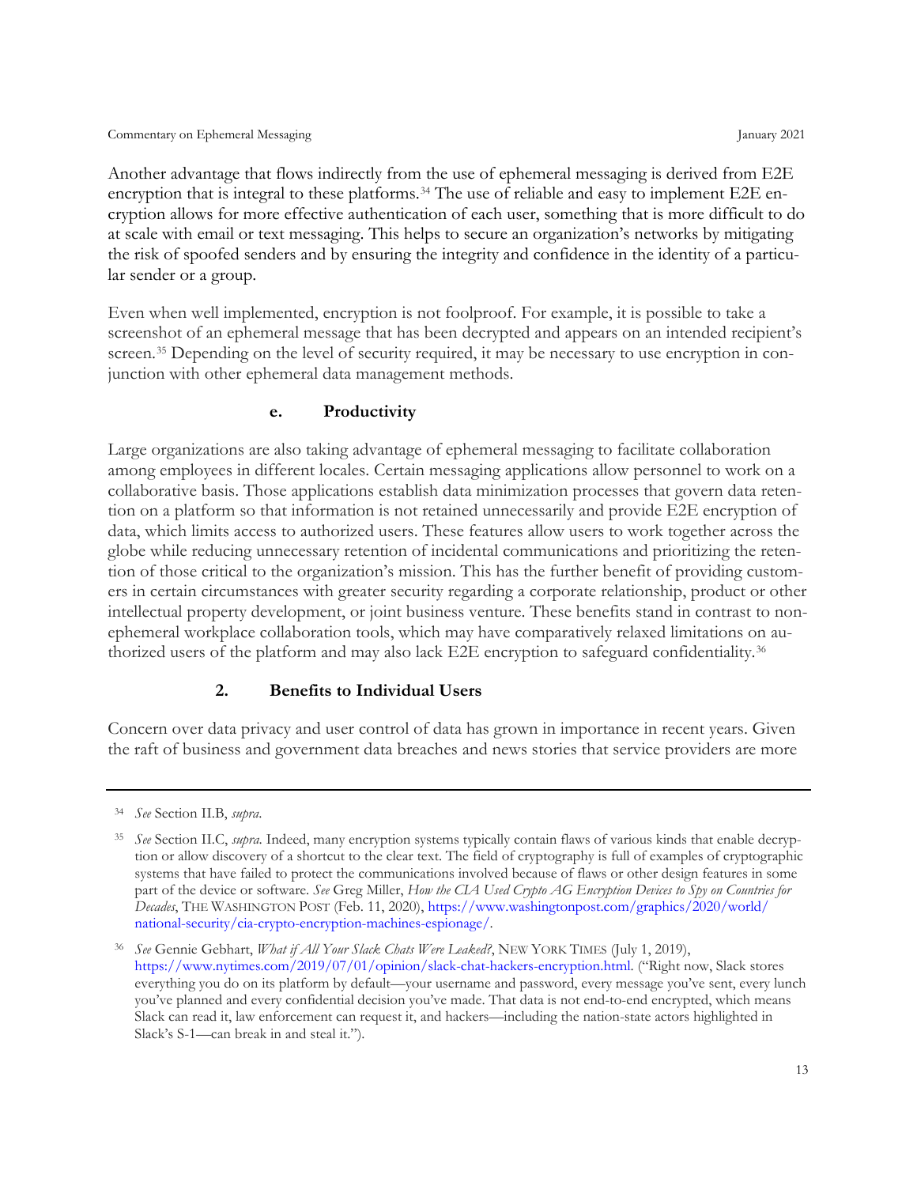Another advantage that flows indirectly from the use of ephemeral messaging is derived from E2E encryption that is integral to these platforms.[34] The use of reliable and easy to implement E2E encryption allows for more effective authentication of each user, something that is more difficult to do at scale with email or text messaging. This helps to secure an organization's networks by mitigating the risk of spoofed senders and by ensuring the integrity and confidence in the identity of a particular sender or a group.

Even when well implemented, encryption is not foolproof. For example, it is possible to take a screenshot of an ephemeral message that has been decrypted and appears on an intended recipient's screen.[35] Depending on the level of security required, it may be necessary to use encryption in conjunction with other ephemeral data management methods.

#### e. Productivity

Large organizations are also taking advantage of ephemeral messaging to facilitate collaboration among employees in different locales. Certain messaging applications allow personnel to work on a collaborative basis. Those applications establish data minimization processes that govern data retention on a platform so that information is not retained unnecessarily and provide E2E encryption of data, which limits access to authorized users. These features allow users to work together across the globe while reducing unnecessary retention of incidental communications and prioritizing the retention of those critical to the organization's mission. This has the further benefit of providing customers in certain circumstances with greater security regarding a corporate relationship, product or other intellectual property development, or joint business venture. These benefits stand in contrast to non-ephemeral workplace collaboration tools, which may have comparatively relaxed limitations on authorized users of the platform and may also lack E2E encryption to safeguard confidentiality.[36]

### 2. Benefits to Individual Users

Concern over data privacy and user control of data has grown in importance in recent years. Given the raft of business and government data breaches and news stories that service providers are more

---

[34] *See* Section II.B, *supra*.

[35] *See* Section II.C, *supra*. Indeed, many encryption systems typically contain flaws of various kinds that enable decryption or allow discovery of a shortcut to the clear text. The field of cryptography is full of examples of cryptographic systems that have failed to protect the communications involved because of flaws or other design features in some part of the device or software. *See* Greg Miller, *How the CIA Used Crypto AG Encryption Devices to Spy on Countries for Decades*, THE WASHINGTON POST (Feb. 11, 2020), https://www.washingtonpost.com/graphics/2020/world/national-security/cia-crypto-encryption-machines-espionage/.

[36] *See* Gennie Gebhart, *What if All Your Slack Chats Were Leaked?*, NEW YORK TIMES (July 1, 2019), https://www.nytimes.com/2019/07/01/opinion/slack-chat-hackers-encryption.html. ("Right now, Slack stores everything you do on its platform by default—your username and password, every message you've sent, every lunch you've planned and every confidential decision you've made. That data is not end-to-end encrypted, which means Slack can read it, law enforcement can request it, and hackers—including the nation-state actors highlighted in Slack's S-1—can break in and steal it.").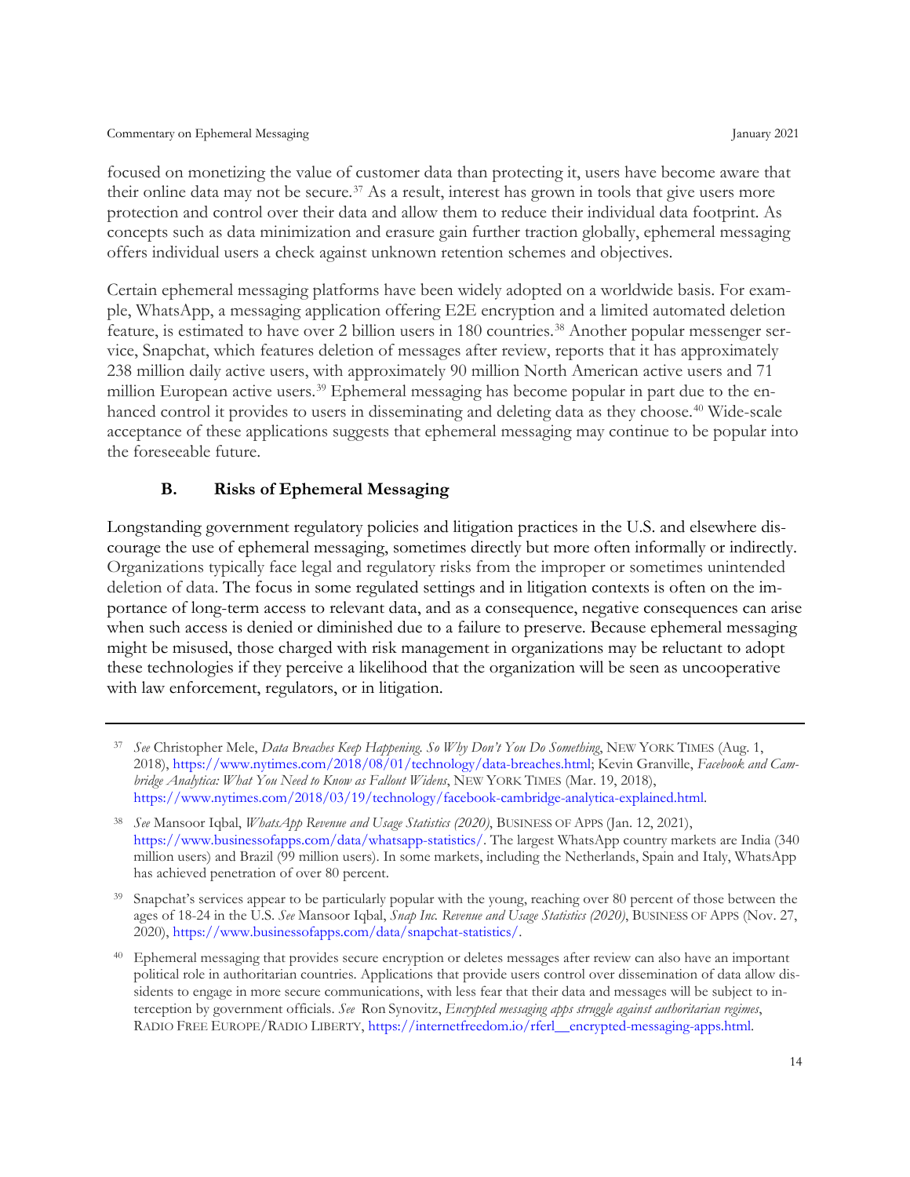focused on monetizing the value of customer data than protecting it, users have become aware that their online data may not be secure.[37] As a result, interest has grown in tools that give users more protection and control over their data and allow them to reduce their individual data footprint. As concepts such as data minimization and erasure gain further traction globally, ephemeral messaging offers individual users a check against unknown retention schemes and objectives.

Certain ephemeral messaging platforms have been widely adopted on a worldwide basis. For example, WhatsApp, a messaging application offering E2E encryption and a limited automated deletion feature, is estimated to have over 2 billion users in 180 countries.[38] Another popular messenger service, Snapchat, which features deletion of messages after review, reports that it has approximately 238 million daily active users, with approximately 90 million North American active users and 71 million European active users.[39] Ephemeral messaging has become popular in part due to the enhanced control it provides to users in disseminating and deleting data as they choose.[40] Wide-scale acceptance of these applications suggests that ephemeral messaging may continue to be popular into the foreseeable future.

### B. Risks of Ephemeral Messaging

Longstanding government regulatory policies and litigation practices in the U.S. and elsewhere discourage the use of ephemeral messaging, sometimes directly but more often informally or indirectly. Organizations typically face legal and regulatory risks from the improper or sometimes unintended deletion of data. The focus in some regulated settings and in litigation contexts is often on the importance of long-term access to relevant data, and as a consequence, negative consequences can arise when such access is denied or diminished due to a failure to preserve. Because ephemeral messaging might be misused, those charged with risk management in organizations may be reluctant to adopt these technologies if they perceive a likelihood that the organization will be seen as uncooperative with law enforcement, regulators, or in litigation.

---

[37] *See* Christopher Mele, *Data Breaches Keep Happening. So Why Don't You Do Something*, NEW YORK TIMES (Aug. 1, 2018), https://www.nytimes.com/2018/08/01/technology/data-breaches.html; Kevin Granville, *Facebook and Cambridge Analytica: What You Need to Know as Fallout Widens*, NEW YORK TIMES (Mar. 19, 2018), https://www.nytimes.com/2018/03/19/technology/facebook-cambridge-analytica-explained.html.

[38] *See* Mansoor Iqbal, *WhatsApp Revenue and Usage Statistics (2020)*, BUSINESS OF APPS (Jan. 12, 2021), https://www.businessofapps.com/data/whatsapp-statistics/. The largest WhatsApp country markets are India (340 million users) and Brazil (99 million users). In some markets, including the Netherlands, Spain and Italy, WhatsApp has achieved penetration of over 80 percent.

[39] Snapchat's services appear to be particularly popular with the young, reaching over 80 percent of those between the ages of 18-24 in the U.S. *See* Mansoor Iqbal, *Snap Inc. Revenue and Usage Statistics (2020)*, BUSINESS OF APPS (Nov. 27, 2020), https://www.businessofapps.com/data/snapchat-statistics/.

[40] Ephemeral messaging that provides secure encryption or deletes messages after review can also have an important political role in authoritarian countries. Applications that provide users control over dissemination of data allow dissidents to engage in more secure communications, with less fear that their data and messages will be subject to interception by government officials. *See* Ron Synovitz, *Encrypted messaging apps struggle against authoritarian regimes*, RADIO FREE EUROPE/RADIO LIBERTY, https://internetfreedom.io/rferl__encrypted-messaging-apps.html.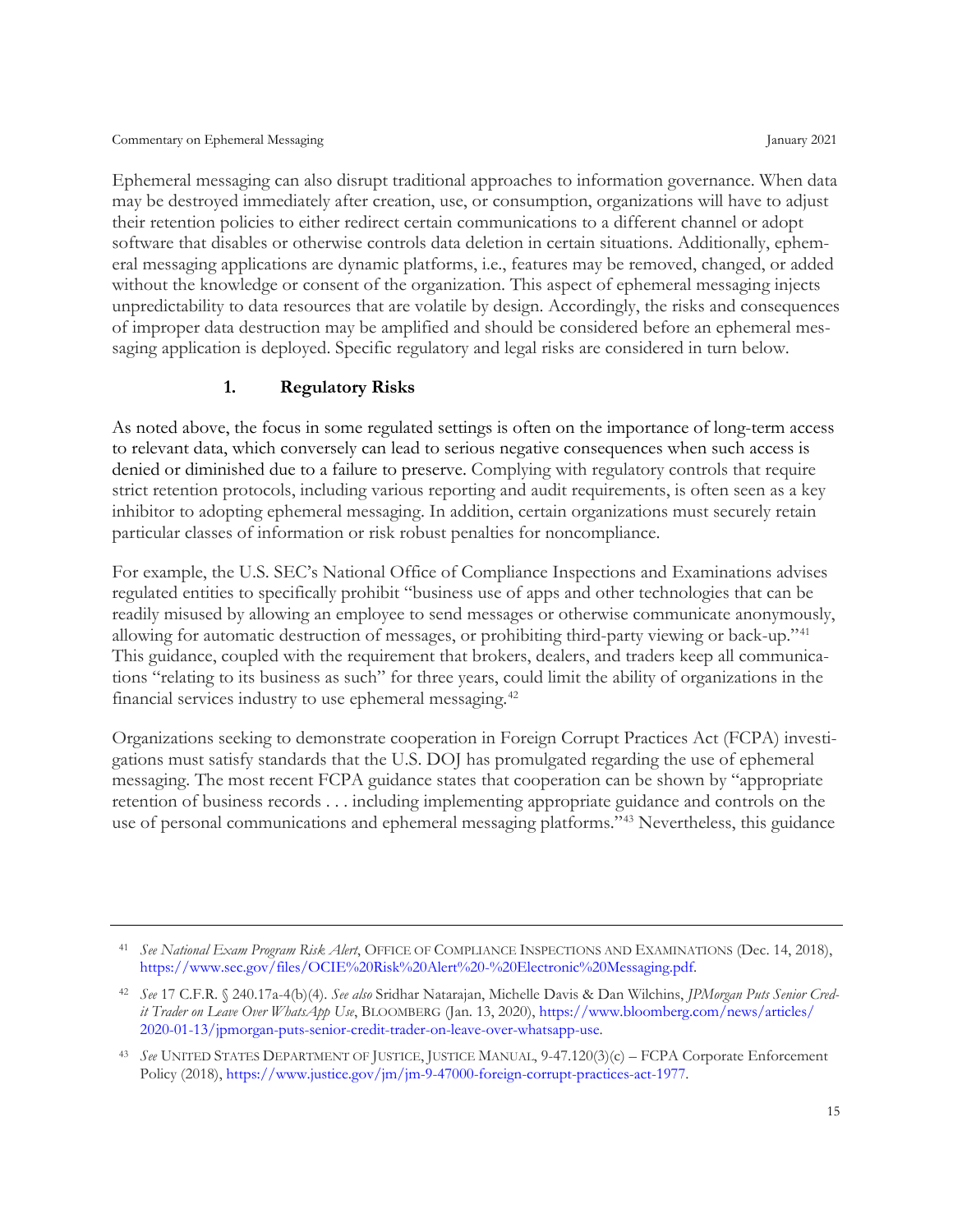Ephemeral messaging can also disrupt traditional approaches to information governance. When data may be destroyed immediately after creation, use, or consumption, organizations will have to adjust their retention policies to either redirect certain communications to a different channel or adopt software that disables or otherwise controls data deletion in certain situations. Additionally, ephemeral messaging applications are dynamic platforms, i.e., features may be removed, changed, or added without the knowledge or consent of the organization. This aspect of ephemeral messaging injects unpredictability to data resources that are volatile by design. Accordingly, the risks and consequences of improper data destruction may be amplified and should be considered before an ephemeral messaging application is deployed. Specific regulatory and legal risks are considered in turn below.

### 1. Regulatory Risks

As noted above, the focus in some regulated settings is often on the importance of long-term access to relevant data, which conversely can lead to serious negative consequences when such access is denied or diminished due to a failure to preserve. Complying with regulatory controls that require strict retention protocols, including various reporting and audit requirements, is often seen as a key inhibitor to adopting ephemeral messaging. In addition, certain organizations must securely retain particular classes of information or risk robust penalties for noncompliance.

For example, the U.S. SEC's National Office of Compliance Inspections and Examinations advises regulated entities to specifically prohibit "business use of apps and other technologies that can be readily misused by allowing an employee to send messages or otherwise communicate anonymously, allowing for automatic destruction of messages, or prohibiting third-party viewing or back-up."[41] This guidance, coupled with the requirement that brokers, dealers, and traders keep all communications "relating to its business as such" for three years, could limit the ability of organizations in the financial services industry to use ephemeral messaging.[42]

Organizations seeking to demonstrate cooperation in Foreign Corrupt Practices Act (FCPA) investigations must satisfy standards that the U.S. DOJ has promulgated regarding the use of ephemeral messaging. The most recent FCPA guidance states that cooperation can be shown by "appropriate retention of business records . . . including implementing appropriate guidance and controls on the use of personal communications and ephemeral messaging platforms."[43] Nevertheless, this guidance

---

[41] *See National Exam Program Risk Alert*, OFFICE OF COMPLIANCE INSPECTIONS AND EXAMINATIONS (Dec. 14, 2018), https://www.sec.gov/files/OCIE%20Risk%20Alert%20-%20Electronic%20Messaging.pdf.

[42] *See* 17 C.F.R. § 240.17a-4(b)(4). *See also* Sridhar Natarajan, Michelle Davis & Dan Wilchins, *JPMorgan Puts Senior Credit Trader on Leave Over WhatsApp Use*, BLOOMBERG (Jan. 13, 2020), https://www.bloomberg.com/news/articles/2020-01-13/jpmorgan-puts-senior-credit-trader-on-leave-over-whatsapp-use.

[43] *See* UNITED STATES DEPARTMENT OF JUSTICE, JUSTICE MANUAL, 9-47.120(3)(c) – FCPA Corporate Enforcement Policy (2018), https://www.justice.gov/jm/jm-9-47000-foreign-corrupt-practices-act-1977.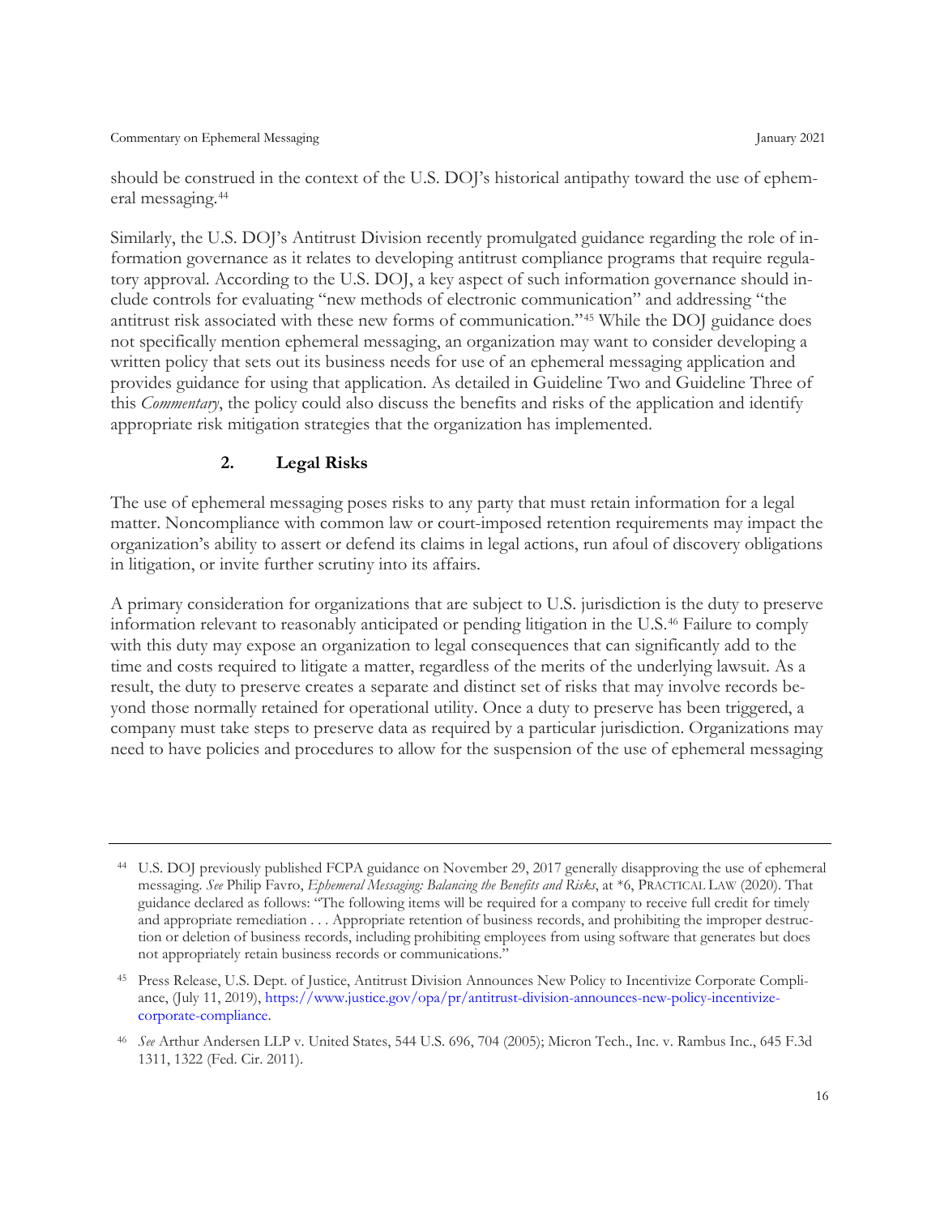should be construed in the context of the U.S. DOJ's historical antipathy toward the use of ephemeral messaging.[44]

Similarly, the U.S. DOJ's Antitrust Division recently promulgated guidance regarding the role of information governance as it relates to developing antitrust compliance programs that require regulatory approval. According to the U.S. DOJ, a key aspect of such information governance should include controls for evaluating "new methods of electronic communication" and addressing "the antitrust risk associated with these new forms of communication."[45] While the DOJ guidance does not specifically mention ephemeral messaging, an organization may want to consider developing a written policy that sets out its business needs for use of an ephemeral messaging application and provides guidance for using that application. As detailed in Guideline Two and Guideline Three of this *Commentary*, the policy could also discuss the benefits and risks of the application and identify appropriate risk mitigation strategies that the organization has implemented.

### 2. Legal Risks

The use of ephemeral messaging poses risks to any party that must retain information for a legal matter. Noncompliance with common law or court-imposed retention requirements may impact the organization's ability to assert or defend its claims in legal actions, run afoul of discovery obligations in litigation, or invite further scrutiny into its affairs.

A primary consideration for organizations that are subject to U.S. jurisdiction is the duty to preserve information relevant to reasonably anticipated or pending litigation in the U.S.[46] Failure to comply with this duty may expose an organization to legal consequences that can significantly add to the time and costs required to litigate a matter, regardless of the merits of the underlying lawsuit. As a result, the duty to preserve creates a separate and distinct set of risks that may involve records beyond those normally retained for operational utility. Once a duty to preserve has been triggered, a company must take steps to preserve data as required by a particular jurisdiction. Organizations may need to have policies and procedures to allow for the suspension of the use of ephemeral messaging

---

[44] U.S. DOJ previously published FCPA guidance on November 29, 2017 generally disapproving the use of ephemeral messaging. *See* Philip Favro, *Ephemeral Messaging: Balancing the Benefits and Risks*, at *6, PRACTICAL LAW (2020). That guidance declared as follows: "The following items will be required for a company to receive full credit for timely and appropriate remediation . . . Appropriate retention of business records, and prohibiting the improper destruction or deletion of business records, including prohibiting employees from using software that generates but does not appropriately retain business records or communications."

[45] Press Release, U.S. Dept. of Justice, Antitrust Division Announces New Policy to Incentivize Corporate Compliance, (July 11, 2019), https://www.justice.gov/opa/pr/antitrust-division-announces-new-policy-incentivize-corporate-compliance.

[46] *See* Arthur Andersen LLP v. United States, 544 U.S. 696, 704 (2005); Micron Tech., Inc. v. Rambus Inc., 645 F.3d 1311, 1322 (Fed. Cir. 2011).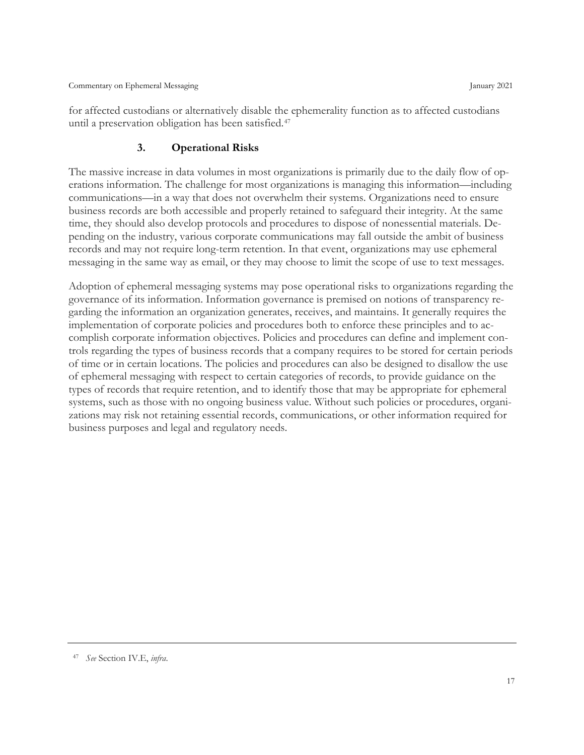for affected custodians or alternatively disable the ephemerality function as to affected custodians until a preservation obligation has been satisfied.[47]

### 3. Operational Risks

The massive increase in data volumes in most organizations is primarily due to the daily flow of operations information. The challenge for most organizations is managing this information—including communications—in a way that does not overwhelm their systems. Organizations need to ensure business records are both accessible and properly retained to safeguard their integrity. At the same time, they should also develop protocols and procedures to dispose of nonessential materials. Depending on the industry, various corporate communications may fall outside the ambit of business records and may not require long-term retention. In that event, organizations may use ephemeral messaging in the same way as email, or they may choose to limit the scope of use to text messages.

Adoption of ephemeral messaging systems may pose operational risks to organizations regarding the governance of its information. Information governance is premised on notions of transparency regarding the information an organization generates, receives, and maintains. It generally requires the implementation of corporate policies and procedures both to enforce these principles and to accomplish corporate information objectives. Policies and procedures can define and implement controls regarding the types of business records that a company requires to be stored for certain periods of time or in certain locations. The policies and procedures can also be designed to disallow the use of ephemeral messaging with respect to certain categories of records, to provide guidance on the types of records that require retention, and to identify those that may be appropriate for ephemeral systems, such as those with no ongoing business value. Without such policies or procedures, organizations may risk not retaining essential records, communications, or other information required for business purposes and legal and regulatory needs.

---

[47] *See* Section IV.E, *infra*.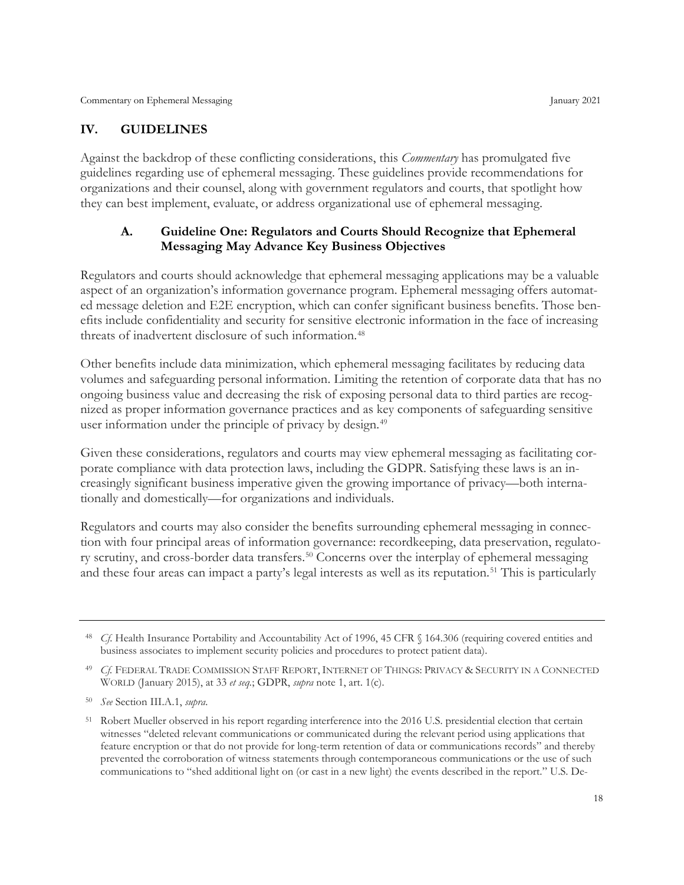## IV. GUIDELINES

Against the backdrop of these conflicting considerations, this *Commentary* has promulgated five guidelines regarding use of ephemeral messaging. These guidelines provide recommendations for organizations and their counsel, along with government regulators and courts, that spotlight how they can best implement, evaluate, or address organizational use of ephemeral messaging.

### A. Guideline One: Regulators and Courts Should Recognize that Ephemeral Messaging May Advance Key Business Objectives

Regulators and courts should acknowledge that ephemeral messaging applications may be a valuable aspect of an organization's information governance program. Ephemeral messaging offers automated message deletion and E2E encryption, which can confer significant business benefits. Those benefits include confidentiality and security for sensitive electronic information in the face of increasing threats of inadvertent disclosure of such information.[48]

Other benefits include data minimization, which ephemeral messaging facilitates by reducing data volumes and safeguarding personal information. Limiting the retention of corporate data that has no ongoing business value and decreasing the risk of exposing personal data to third parties are recognized as proper information governance practices and as key components of safeguarding sensitive user information under the principle of privacy by design.[49]

Given these considerations, regulators and courts may view ephemeral messaging as facilitating corporate compliance with data protection laws, including the GDPR. Satisfying these laws is an increasingly significant business imperative given the growing importance of privacy—both internationally and domestically—for organizations and individuals.

Regulators and courts may also consider the benefits surrounding ephemeral messaging in connection with four principal areas of information governance: recordkeeping, data preservation, regulatory scrutiny, and cross-border data transfers.[50] Concerns over the interplay of ephemeral messaging and these four areas can impact a party's legal interests as well as its reputation.[51] This is particularly

---

[48] *Cf.* Health Insurance Portability and Accountability Act of 1996, 45 CFR § 164.306 (requiring covered entities and business associates to implement security policies and procedures to protect patient data).

[49] *Cf.* FEDERAL TRADE COMMISSION STAFF REPORT, INTERNET OF THINGS: PRIVACY & SECURITY IN A CONNECTED WORLD (January 2015), at 33 *et seq.*; GDPR, *supra* note 1, art. 1(c).

[50] *See* Section III.A.1, *supra*.

[51] Robert Mueller observed in his report regarding interference into the 2016 U.S. presidential election that certain witnesses "deleted relevant communications or communicated during the relevant period using applications that feature encryption or that do not provide for long-term retention of data or communications records" and thereby prevented the corroboration of witness statements through contemporaneous communications or the use of such communications to "shed additional light on (or cast in a new light) the events described in the report." U.S. De-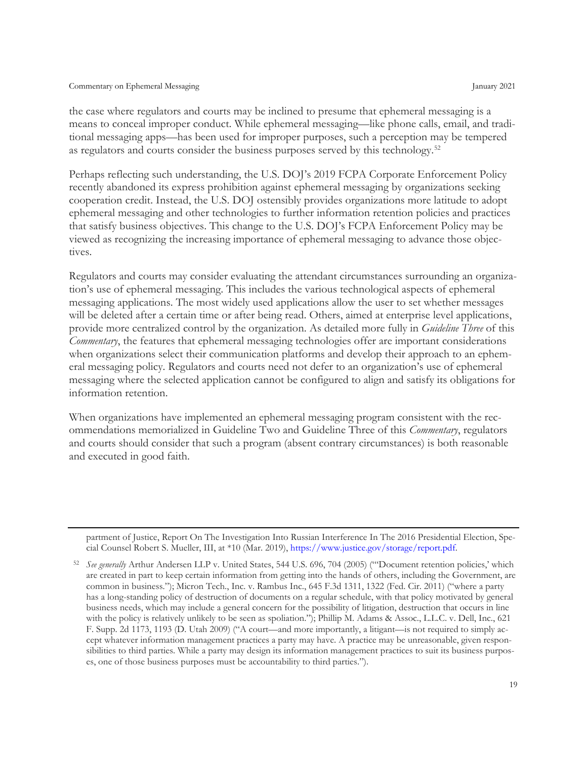the case where regulators and courts may be inclined to presume that ephemeral messaging is a means to conceal improper conduct. While ephemeral messaging—like phone calls, email, and traditional messaging apps—has been used for improper purposes, such a perception may be tempered as regulators and courts consider the business purposes served by this technology.[52]

Perhaps reflecting such understanding, the U.S. DOJ's 2019 FCPA Corporate Enforcement Policy recently abandoned its express prohibition against ephemeral messaging by organizations seeking cooperation credit. Instead, the U.S. DOJ ostensibly provides organizations more latitude to adopt ephemeral messaging and other technologies to further information retention policies and practices that satisfy business objectives. This change to the U.S. DOJ's FCPA Enforcement Policy may be viewed as recognizing the increasing importance of ephemeral messaging to advance those objectives.

Regulators and courts may consider evaluating the attendant circumstances surrounding an organization's use of ephemeral messaging. This includes the various technological aspects of ephemeral messaging applications. The most widely used applications allow the user to set whether messages will be deleted after a certain time or after being read. Others, aimed at enterprise level applications, provide more centralized control by the organization. As detailed more fully in *Guideline Three* of this *Commentary*, the features that ephemeral messaging technologies offer are important considerations when organizations select their communication platforms and develop their approach to an ephemeral messaging policy. Regulators and courts need not defer to an organization's use of ephemeral messaging where the selected application cannot be configured to align and satisfy its obligations for information retention.

When organizations have implemented an ephemeral messaging program consistent with the recommendations memorialized in Guideline Two and Guideline Three of this *Commentary*, regulators and courts should consider that such a program (absent contrary circumstances) is both reasonable and executed in good faith.

---

partment of Justice, Report On The Investigation Into Russian Interference In The 2016 Presidential Election, Special Counsel Robert S. Mueller, III, at *10 (Mar. 2019), https://www.justice.gov/storage/report.pdf.

[52] *See generally* Arthur Andersen LLP v. United States, 544 U.S. 696, 704 (2005) ("'Document retention policies,' which are created in part to keep certain information from getting into the hands of others, including the Government, are common in business."); Micron Tech., Inc. v. Rambus Inc., 645 F.3d 1311, 1322 (Fed. Cir. 2011) ("where a party has a long-standing policy of destruction of documents on a regular schedule, with that policy motivated by general business needs, which may include a general concern for the possibility of litigation, destruction that occurs in line with the policy is relatively unlikely to be seen as spoliation."); Phillip M. Adams & Assoc., L.L.C. v. Dell, Inc., 621 F. Supp. 2d 1173, 1193 (D. Utah 2009) ("A court—and more importantly, a litigant—is not required to simply accept whatever information management practices a party may have. A practice may be unreasonable, given responsibilities to third parties. While a party may design its information management practices to suit its business purposes, one of those business purposes must be accountability to third parties.").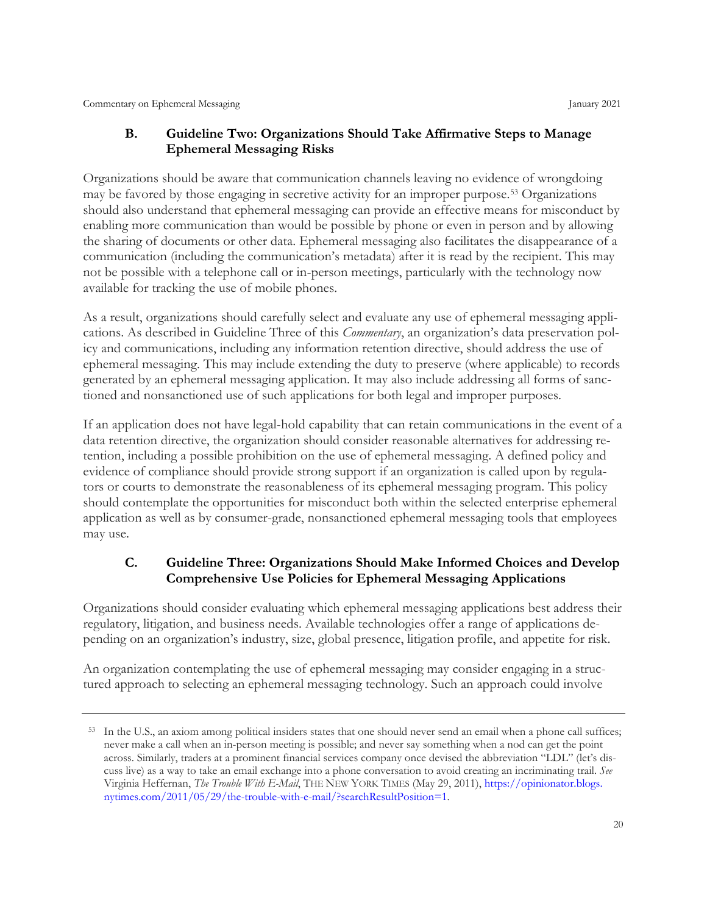### B. Guideline Two: Organizations Should Take Affirmative Steps to Manage Ephemeral Messaging Risks

Organizations should be aware that communication channels leaving no evidence of wrongdoing may be favored by those engaging in secretive activity for an improper purpose.[53] Organizations should also understand that ephemeral messaging can provide an effective means for misconduct by enabling more communication than would be possible by phone or even in person and by allowing the sharing of documents or other data. Ephemeral messaging also facilitates the disappearance of a communication (including the communication's metadata) after it is read by the recipient. This may not be possible with a telephone call or in-person meetings, particularly with the technology now available for tracking the use of mobile phones.

As a result, organizations should carefully select and evaluate any use of ephemeral messaging applications. As described in Guideline Three of this *Commentary*, an organization's data preservation policy and communications, including any information retention directive, should address the use of ephemeral messaging. This may include extending the duty to preserve (where applicable) to records generated by an ephemeral messaging application. It may also include addressing all forms of sanctioned and nonsanctioned use of such applications for both legal and improper purposes.

If an application does not have legal-hold capability that can retain communications in the event of a data retention directive, the organization should consider reasonable alternatives for addressing retention, including a possible prohibition on the use of ephemeral messaging. A defined policy and evidence of compliance should provide strong support if an organization is called upon by regulators or courts to demonstrate the reasonableness of its ephemeral messaging program. This policy should contemplate the opportunities for misconduct both within the selected enterprise ephemeral application as well as by consumer-grade, nonsanctioned ephemeral messaging tools that employees may use.

### C. Guideline Three: Organizations Should Make Informed Choices and Develop Comprehensive Use Policies for Ephemeral Messaging Applications

Organizations should consider evaluating which ephemeral messaging applications best address their regulatory, litigation, and business needs. Available technologies offer a range of applications depending on an organization's industry, size, global presence, litigation profile, and appetite for risk.

An organization contemplating the use of ephemeral messaging may consider engaging in a structured approach to selecting an ephemeral messaging technology. Such an approach could involve

---

[53] In the U.S., an axiom among political insiders states that one should never send an email when a phone call suffices; never make a call when an in-person meeting is possible; and never say something when a nod can get the point across. Similarly, traders at a prominent financial services company once devised the abbreviation "LDL" (let's discuss live) as a way to take an email exchange into a phone conversation to avoid creating an incriminating trail. *See* Virginia Heffernan, *The Trouble With E-Mail*, THE NEW YORK TIMES (May 29, 2011), https://opinionator.blogs.nytimes.com/2011/05/29/the-trouble-with-e-mail/?searchResultPosition=1.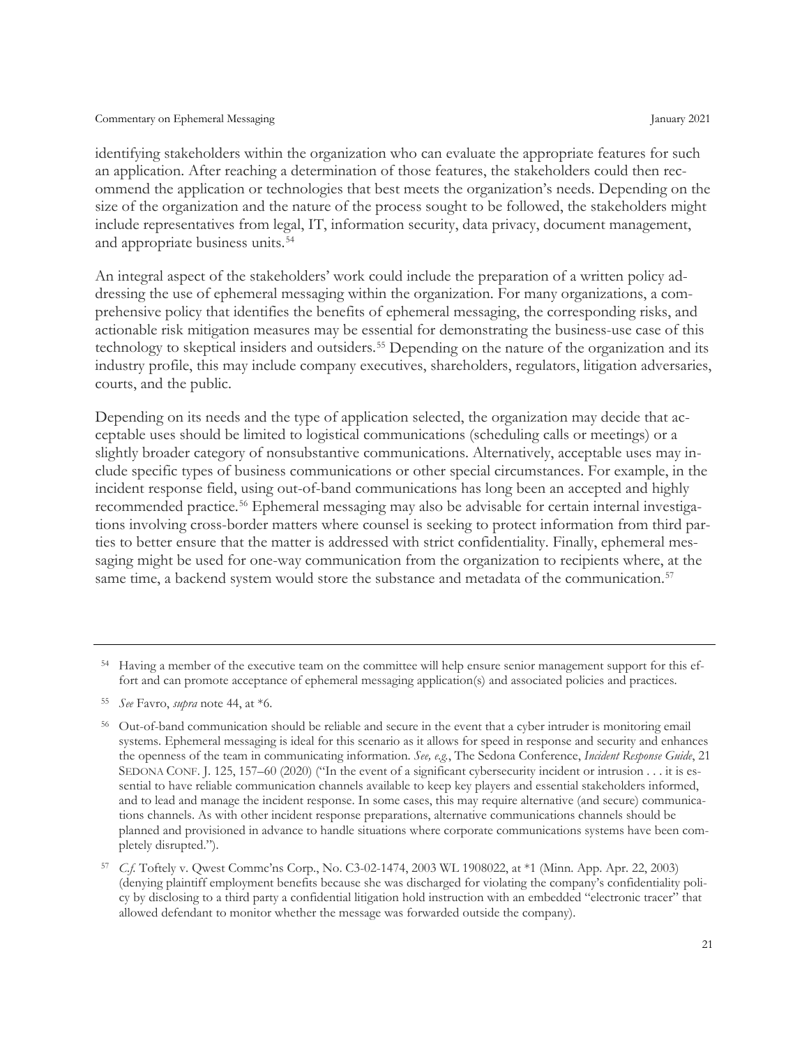identifying stakeholders within the organization who can evaluate the appropriate features for such an application. After reaching a determination of those features, the stakeholders could then recommend the application or technologies that best meets the organization's needs. Depending on the size of the organization and the nature of the process sought to be followed, the stakeholders might include representatives from legal, IT, information security, data privacy, document management, and appropriate business units.[54]

An integral aspect of the stakeholders' work could include the preparation of a written policy addressing the use of ephemeral messaging within the organization. For many organizations, a comprehensive policy that identifies the benefits of ephemeral messaging, the corresponding risks, and actionable risk mitigation measures may be essential for demonstrating the business-use case of this technology to skeptical insiders and outsiders.[55] Depending on the nature of the organization and its industry profile, this may include company executives, shareholders, regulators, litigation adversaries, courts, and the public.

Depending on its needs and the type of application selected, the organization may decide that acceptable uses should be limited to logistical communications (scheduling calls or meetings) or a slightly broader category of nonsubstantive communications. Alternatively, acceptable uses may include specific types of business communications or other special circumstances. For example, in the incident response field, using out-of-band communications has long been an accepted and highly recommended practice.[56] Ephemeral messaging may also be advisable for certain internal investigations involving cross-border matters where counsel is seeking to protect information from third parties to better ensure that the matter is addressed with strict confidentiality. Finally, ephemeral messaging might be used for one-way communication from the organization to recipients where, at the same time, a backend system would store the substance and metadata of the communication.[57]

---

[54] Having a member of the executive team on the committee will help ensure senior management support for this effort and can promote acceptance of ephemeral messaging application(s) and associated policies and practices.

[55] *See* Favro, *supra* note 44, at *6.

[56] Out-of-band communication should be reliable and secure in the event that a cyber intruder is monitoring email systems. Ephemeral messaging is ideal for this scenario as it allows for speed in response and security and enhances the openness of the team in communicating information. *See, e.g.*, The Sedona Conference, *Incident Response Guide*, 21 SEDONA CONF. J. 125, 157–60 (2020) ("In the event of a significant cybersecurity incident or intrusion . . . it is essential to have reliable communication channels available to keep key players and essential stakeholders informed, and to lead and manage the incident response. In some cases, this may require alternative (and secure) communications channels. As with other incident response preparations, alternative communications channels should be planned and provisioned in advance to handle situations where corporate communications systems have been completely disrupted.").

[57] *C.f.* Toftely v. Qwest Commc'ns Corp., No. C3-02-1474, 2003 WL 1908022, at *1 (Minn. App. Apr. 22, 2003) (denying plaintiff employment benefits because she was discharged for violating the company's confidentiality policy by disclosing to a third party a confidential litigation hold instruction with an embedded "electronic tracer" that allowed defendant to monitor whether the message was forwarded outside the company).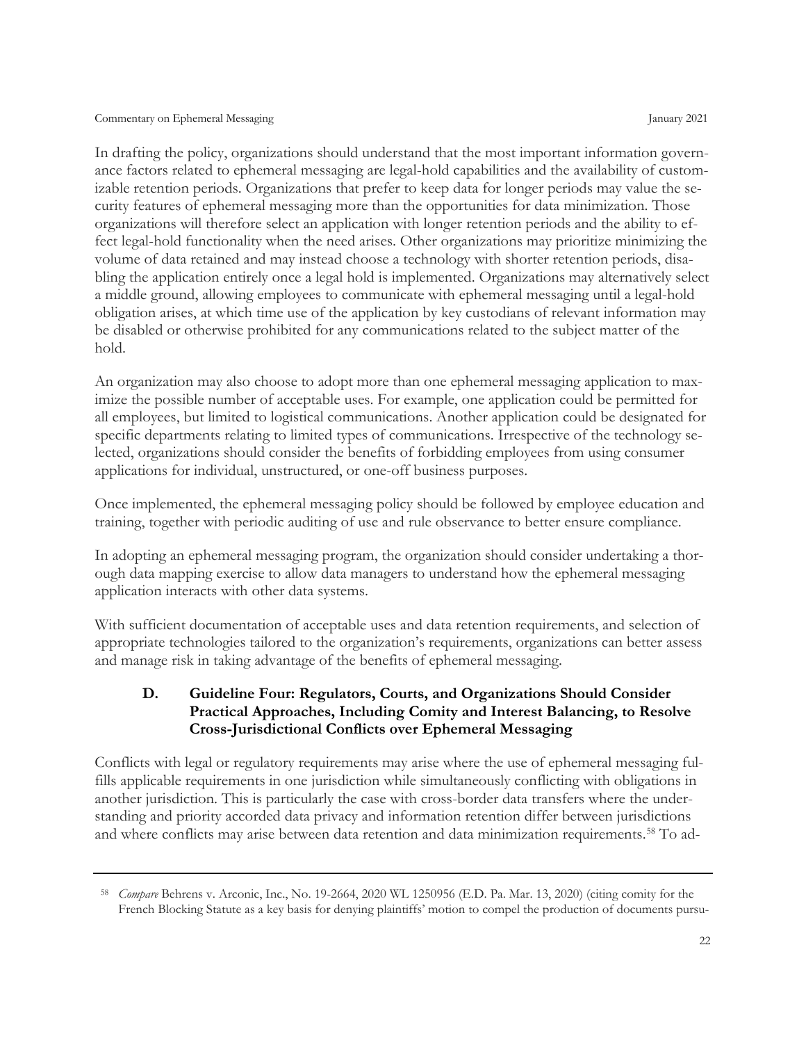In drafting the policy, organizations should understand that the most important information governance factors related to ephemeral messaging are legal-hold capabilities and the availability of customizable retention periods. Organizations that prefer to keep data for longer periods may value the security features of ephemeral messaging more than the opportunities for data minimization. Those organizations will therefore select an application with longer retention periods and the ability to effect legal-hold functionality when the need arises. Other organizations may prioritize minimizing the volume of data retained and may instead choose a technology with shorter retention periods, disabling the application entirely once a legal hold is implemented. Organizations may alternatively select a middle ground, allowing employees to communicate with ephemeral messaging until a legal-hold obligation arises, at which time use of the application by key custodians of relevant information may be disabled or otherwise prohibited for any communications related to the subject matter of the hold.

An organization may also choose to adopt more than one ephemeral messaging application to maximize the possible number of acceptable uses. For example, one application could be permitted for all employees, but limited to logistical communications. Another application could be designated for specific departments relating to limited types of communications. Irrespective of the technology selected, organizations should consider the benefits of forbidding employees from using consumer applications for individual, unstructured, or one-off business purposes.

Once implemented, the ephemeral messaging policy should be followed by employee education and training, together with periodic auditing of use and rule observance to better ensure compliance.

In adopting an ephemeral messaging program, the organization should consider undertaking a thorough data mapping exercise to allow data managers to understand how the ephemeral messaging application interacts with other data systems.

With sufficient documentation of acceptable uses and data retention requirements, and selection of appropriate technologies tailored to the organization's requirements, organizations can better assess and manage risk in taking advantage of the benefits of ephemeral messaging.

### D. Guideline Four: Regulators, Courts, and Organizations Should Consider Practical Approaches, Including Comity and Interest Balancing, to Resolve Cross-Jurisdictional Conflicts over Ephemeral Messaging

Conflicts with legal or regulatory requirements may arise where the use of ephemeral messaging fulfills applicable requirements in one jurisdiction while simultaneously conflicting with obligations in another jurisdiction. This is particularly the case with cross-border data transfers where the understanding and priority accorded data privacy and information retention differ between jurisdictions and where conflicts may arise between data retention and data minimization requirements.[58] To ad-

---

[58] *Compare* Behrens v. Arconic, Inc., No. 19-2664, 2020 WL 1250956 (E.D. Pa. Mar. 13, 2020) (citing comity for the French Blocking Statute as a key basis for denying plaintiffs' motion to compel the production of documents pursu-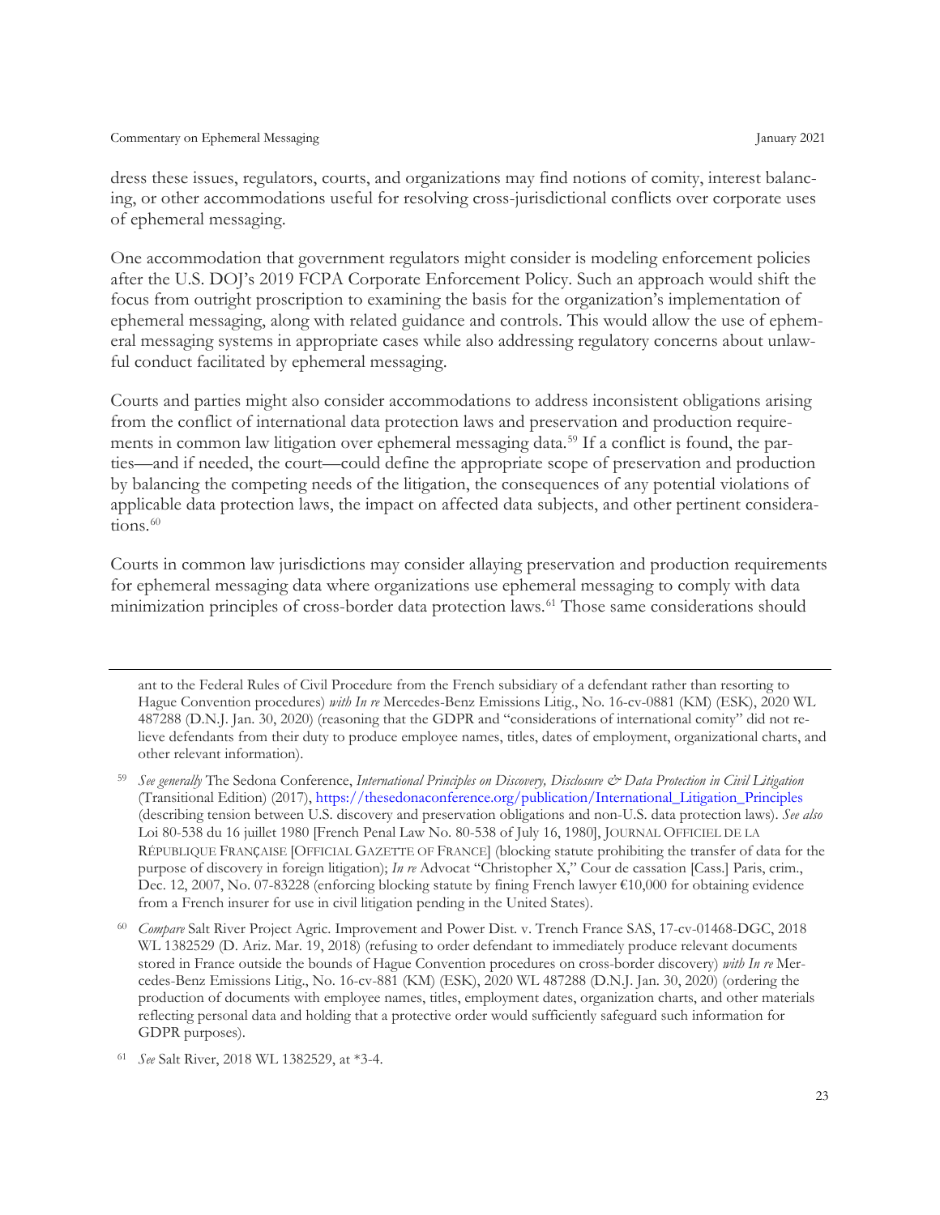dress these issues, regulators, courts, and organizations may find notions of comity, interest balancing, or other accommodations useful for resolving cross-jurisdictional conflicts over corporate uses of ephemeral messaging.

One accommodation that government regulators might consider is modeling enforcement policies after the U.S. DOJ's 2019 FCPA Corporate Enforcement Policy. Such an approach would shift the focus from outright proscription to examining the basis for the organization's implementation of ephemeral messaging, along with related guidance and controls. This would allow the use of ephemeral messaging systems in appropriate cases while also addressing regulatory concerns about unlawful conduct facilitated by ephemeral messaging.

Courts and parties might also consider accommodations to address inconsistent obligations arising from the conflict of international data protection laws and preservation and production requirements in common law litigation over ephemeral messaging data.[59] If a conflict is found, the parties—and if needed, the court—could define the appropriate scope of preservation and production by balancing the competing needs of the litigation, the consequences of any potential violations of applicable data protection laws, the impact on affected data subjects, and other pertinent considerations.[60]

Courts in common law jurisdictions may consider allaying preservation and production requirements for ephemeral messaging data where organizations use ephemeral messaging to comply with data minimization principles of cross-border data protection laws.[61] Those same considerations should

---

ant to the Federal Rules of Civil Procedure from the French subsidiary of a defendant rather than resorting to Hague Convention procedures) *with In re* Mercedes-Benz Emissions Litig., No. 16-cv-0881 (KM) (ESK), 2020 WL 487288 (D.N.J. Jan. 30, 2020) (reasoning that the GDPR and "considerations of international comity" did not relieve defendants from their duty to produce employee names, titles, dates of employment, organizational charts, and other relevant information).

[59] *See generally* The Sedona Conference, *International Principles on Discovery, Disclosure & Data Protection in Civil Litigation* (Transitional Edition) (2017), https://thesedonaconference.org/publication/International_Litigation_Principles (describing tension between U.S. discovery and preservation obligations and non-U.S. data protection laws). *See also* Loi 80-538 du 16 juillet 1980 [French Penal Law No. 80-538 of July 16, 1980], JOURNAL OFFICIEL DE LA RÉPUBLIQUE FRANÇAISE [OFFICIAL GAZETTE OF FRANCE] (blocking statute prohibiting the transfer of data for the purpose of discovery in foreign litigation); *In re* Advocat "Christopher X," Cour de cassation [Cass.] Paris, crim., Dec. 12, 2007, No. 07-83228 (enforcing blocking statute by fining French lawyer €10,000 for obtaining evidence from a French insurer for use in civil litigation pending in the United States).

[60] *Compare* Salt River Project Agric. Improvement and Power Dist. v. Trench France SAS, 17-cv-01468-DGC, 2018 WL 1382529 (D. Ariz. Mar. 19, 2018) (refusing to order defendant to immediately produce relevant documents stored in France outside the bounds of Hague Convention procedures on cross-border discovery) *with In re* Mercedes-Benz Emissions Litig., No. 16-cv-881 (KM) (ESK), 2020 WL 487288 (D.N.J. Jan. 30, 2020) (ordering the production of documents with employee names, titles, employment dates, organization charts, and other materials reflecting personal data and holding that a protective order would sufficiently safeguard such information for GDPR purposes).

[61] *See* Salt River, 2018 WL 1382529, at *3-4.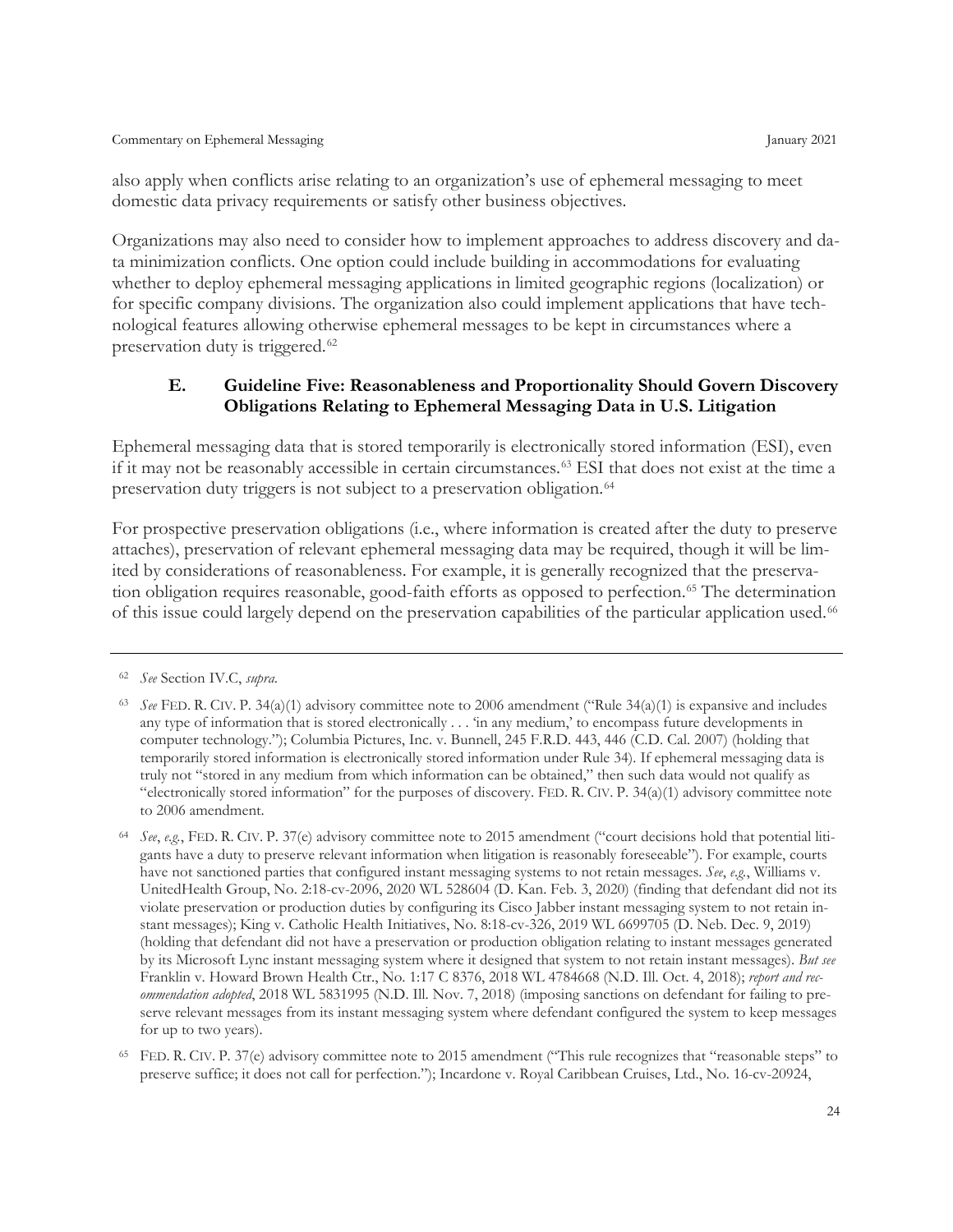also apply when conflicts arise relating to an organization's use of ephemeral messaging to meet domestic data privacy requirements or satisfy other business objectives.

Organizations may also need to consider how to implement approaches to address discovery and data minimization conflicts. One option could include building in accommodations for evaluating whether to deploy ephemeral messaging applications in limited geographic regions (localization) or for specific company divisions. The organization also could implement applications that have technological features allowing otherwise ephemeral messages to be kept in circumstances where a preservation duty is triggered.[62]

### E. Guideline Five: Reasonableness and Proportionality Should Govern Discovery Obligations Relating to Ephemeral Messaging Data in U.S. Litigation

Ephemeral messaging data that is stored temporarily is electronically stored information (ESI), even if it may not be reasonably accessible in certain circumstances.[63] ESI that does not exist at the time a preservation duty triggers is not subject to a preservation obligation.[64]

For prospective preservation obligations (i.e., where information is created after the duty to preserve attaches), preservation of relevant ephemeral messaging data may be required, though it will be limited by considerations of reasonableness. For example, it is generally recognized that the preservation obligation requires reasonable, good-faith efforts as opposed to perfection.[65] The determination of this issue could largely depend on the preservation capabilities of the particular application used.[66]

---

[62] *See* Section IV.C, *supra.*

[63] *See* FED. R. CIV. P. 34(a)(1) advisory committee note to 2006 amendment ("Rule 34(a)(1) is expansive and includes any type of information that is stored electronically . . . 'in any medium,' to encompass future developments in computer technology."); Columbia Pictures, Inc. v. Bunnell, 245 F.R.D. 443, 446 (C.D. Cal. 2007) (holding that temporarily stored information is electronically stored information under Rule 34). If ephemeral messaging data is truly not "stored in any medium from which information can be obtained," then such data would not qualify as "electronically stored information" for the purposes of discovery. FED. R. CIV. P. 34(a)(1) advisory committee note to 2006 amendment.

[64] *See*, *e.g.*, FED. R. CIV. P. 37(e) advisory committee note to 2015 amendment ("court decisions hold that potential litigants have a duty to preserve relevant information when litigation is reasonably foreseeable"). For example, courts have not sanctioned parties that configured instant messaging systems to not retain messages. *See*, *e.g.*, Williams v. UnitedHealth Group, No. 2:18-cv-2096, 2020 WL 528604 (D. Kan. Feb. 3, 2020) (finding that defendant did not its violate preservation or production duties by configuring its Cisco Jabber instant messaging system to not retain instant messages); King v. Catholic Health Initiatives, No. 8:18-cv-326, 2019 WL 6699705 (D. Neb. Dec. 9, 2019) (holding that defendant did not have a preservation or production obligation relating to instant messages generated by its Microsoft Lync instant messaging system where it designed that system to not retain instant messages). *But see* Franklin v. Howard Brown Health Ctr., No. 1:17 C 8376, 2018 WL 4784668 (N.D. Ill. Oct. 4, 2018); *report and recommendation adopted*, 2018 WL 5831995 (N.D. Ill. Nov. 7, 2018) (imposing sanctions on defendant for failing to preserve relevant messages from its instant messaging system where defendant configured the system to keep messages for up to two years).

[65] FED. R. CIV. P. 37(e) advisory committee note to 2015 amendment ("This rule recognizes that "reasonable steps" to preserve suffice; it does not call for perfection."); Incardone v. Royal Caribbean Cruises, Ltd., No. 16-cv-20924,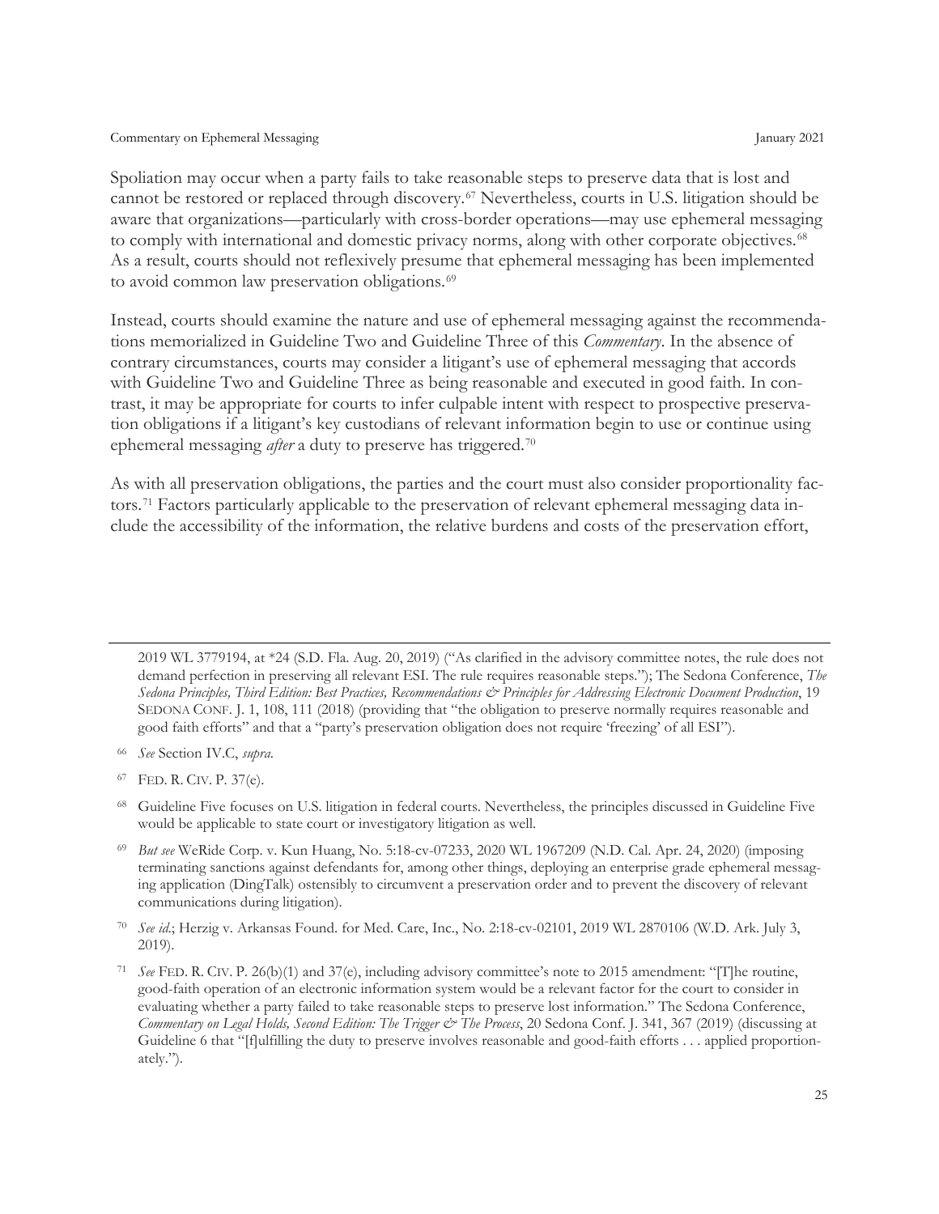Spoliation may occur when a party fails to take reasonable steps to preserve data that is lost and cannot be restored or replaced through discovery.[67] Nevertheless, courts in U.S. litigation should be aware that organizations—particularly with cross-border operations—may use ephemeral messaging to comply with international and domestic privacy norms, along with other corporate objectives.[68] As a result, courts should not reflexively presume that ephemeral messaging has been implemented to avoid common law preservation obligations.[69]

Instead, courts should examine the nature and use of ephemeral messaging against the recommendations memorialized in Guideline Two and Guideline Three of this *Commentary*. In the absence of contrary circumstances, courts may consider a litigant's use of ephemeral messaging that accords with Guideline Two and Guideline Three as being reasonable and executed in good faith. In contrast, it may be appropriate for courts to infer culpable intent with respect to prospective preservation obligations if a litigant's key custodians of relevant information begin to use or continue using ephemeral messaging *after* a duty to preserve has triggered.[70]

As with all preservation obligations, the parties and the court must also consider proportionality factors.[71] Factors particularly applicable to the preservation of relevant ephemeral messaging data include the accessibility of the information, the relative burdens and costs of the preservation effort,

---

2019 WL 3779194, at *24 (S.D. Fla. Aug. 20, 2019) ("As clarified in the advisory committee notes, the rule does not demand perfection in preserving all relevant ESI. The rule requires reasonable steps."); The Sedona Conference, *The Sedona Principles, Third Edition: Best Practices, Recommendations & Principles for Addressing Electronic Document Production*, 19 SEDONA CONF. J. 1, 108, 111 (2018) (providing that "the obligation to preserve normally requires reasonable and good faith efforts" and that a "party's preservation obligation does not require 'freezing' of all ESI").

[66] *See* Section IV.C, *supra*.

[67] FED. R. CIV. P. 37(e).

[68] Guideline Five focuses on U.S. litigation in federal courts. Nevertheless, the principles discussed in Guideline Five would be applicable to state court or investigatory litigation as well.

[69] *But see* WeRide Corp. v. Kun Huang, No. 5:18-cv-07233, 2020 WL 1967209 (N.D. Cal. Apr. 24, 2020) (imposing terminating sanctions against defendants for, among other things, deploying an enterprise grade ephemeral messaging application (DingTalk) ostensibly to circumvent a preservation order and to prevent the discovery of relevant communications during litigation).

[70] *See id.*; Herzig v. Arkansas Found. for Med. Care, Inc., No. 2:18-cv-02101, 2019 WL 2870106 (W.D. Ark. July 3, 2019).

[71] *See* FED. R. CIV. P. 26(b)(1) and 37(e), including advisory committee's note to 2015 amendment: "[T]he routine, good-faith operation of an electronic information system would be a relevant factor for the court to consider in evaluating whether a party failed to take reasonable steps to preserve lost information." The Sedona Conference, *Commentary on Legal Holds, Second Edition: The Trigger & The Process*, 20 Sedona Conf. J. 341, 367 (2019) (discussing at Guideline 6 that "[f]ulfilling the duty to preserve involves reasonable and good-faith efforts . . . applied proportionately.").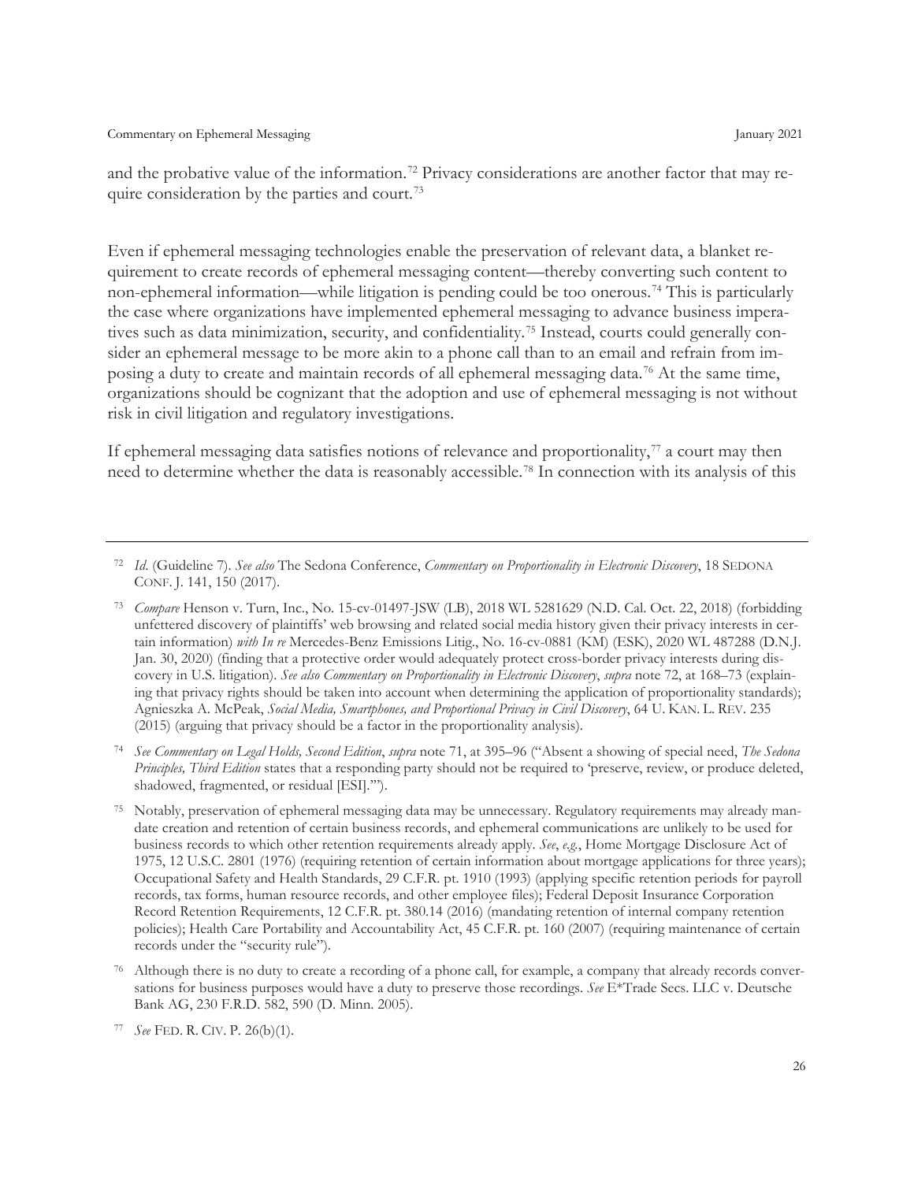and the probative value of the information.[72] Privacy considerations are another factor that may require consideration by the parties and court.[73]

Even if ephemeral messaging technologies enable the preservation of relevant data, a blanket requirement to create records of ephemeral messaging content—thereby converting such content to non-ephemeral information—while litigation is pending could be too onerous.[74] This is particularly the case where organizations have implemented ephemeral messaging to advance business imperatives such as data minimization, security, and confidentiality.[75] Instead, courts could generally consider an ephemeral message to be more akin to a phone call than to an email and refrain from imposing a duty to create and maintain records of all ephemeral messaging data.[76] At the same time, organizations should be cognizant that the adoption and use of ephemeral messaging is not without risk in civil litigation and regulatory investigations.

If ephemeral messaging data satisfies notions of relevance and proportionality,[77] a court may then need to determine whether the data is reasonably accessible.[78] In connection with its analysis of this

---

[72] *Id.* (Guideline 7). *See also* The Sedona Conference, *Commentary on Proportionality in Electronic Discovery*, 18 SEDONA CONF. J. 141, 150 (2017).

[73] *Compare* Henson v. Turn, Inc., No. 15-cv-01497-JSW (LB), 2018 WL 5281629 (N.D. Cal. Oct. 22, 2018) (forbidding unfettered discovery of plaintiffs' web browsing and related social media history given their privacy interests in certain information) *with In re* Mercedes-Benz Emissions Litig., No. 16-cv-0881 (KM) (ESK), 2020 WL 487288 (D.N.J. Jan. 30, 2020) (finding that a protective order would adequately protect cross-border privacy interests during discovery in U.S. litigation). *See also Commentary on Proportionality in Electronic Discovery*, *supra* note 72, at 168–73 (explaining that privacy rights should be taken into account when determining the application of proportionality standards); Agnieszka A. McPeak, *Social Media, Smartphones, and Proportional Privacy in Civil Discovery*, 64 U. KAN. L. REV. 235 (2015) (arguing that privacy should be a factor in the proportionality analysis).

[74] *See Commentary on Legal Holds, Second Edition*, *supra* note 71, at 395–96 ("Absent a showing of special need, *The Sedona Principles, Third Edition* states that a responding party should not be required to 'preserve, review, or produce deleted, shadowed, fragmented, or residual [ESI].'").

[75] Notably, preservation of ephemeral messaging data may be unnecessary. Regulatory requirements may already mandate creation and retention of certain business records, and ephemeral communications are unlikely to be used for business records to which other retention requirements already apply. *See, e.g.*, Home Mortgage Disclosure Act of 1975, 12 U.S.C. 2801 (1976) (requiring retention of certain information about mortgage applications for three years); Occupational Safety and Health Standards, 29 C.F.R. pt. 1910 (1993) (applying specific retention periods for payroll records, tax forms, human resource records, and other employee files); Federal Deposit Insurance Corporation Record Retention Requirements, 12 C.F.R. pt. 380.14 (2016) (mandating retention of internal company retention policies); Health Care Portability and Accountability Act, 45 C.F.R. pt. 160 (2007) (requiring maintenance of certain records under the "security rule").

[76] Although there is no duty to create a recording of a phone call, for example, a company that already records conversations for business purposes would have a duty to preserve those recordings. *See* E*Trade Secs. LLC v. Deutsche Bank AG, 230 F.R.D. 582, 590 (D. Minn. 2005).

[77] *See* FED. R. CIV. P. 26(b)(1).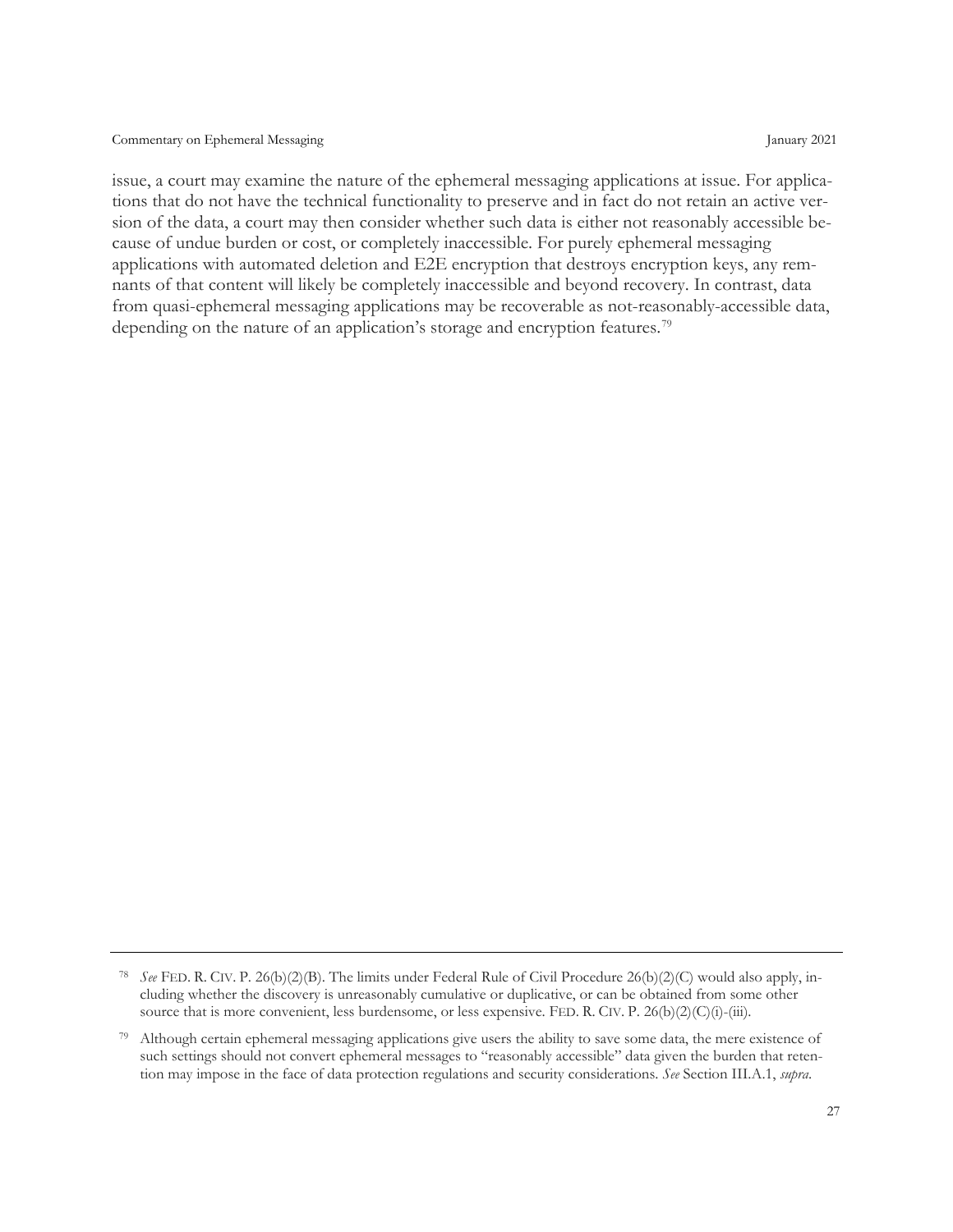issue, a court may examine the nature of the ephemeral messaging applications at issue. For applications that do not have the technical functionality to preserve and in fact do not retain an active version of the data, a court may then consider whether such data is either not reasonably accessible because of undue burden or cost, or completely inaccessible. For purely ephemeral messaging applications with automated deletion and E2E encryption that destroys encryption keys, any remnants of that content will likely be completely inaccessible and beyond recovery. In contrast, data from quasi-ephemeral messaging applications may be recoverable as not-reasonably-accessible data, depending on the nature of an application's storage and encryption features.[79]

---

[78] *See* FED. R. CIV. P. 26(b)(2)(B). The limits under Federal Rule of Civil Procedure 26(b)(2)(C) would also apply, including whether the discovery is unreasonably cumulative or duplicative, or can be obtained from some other source that is more convenient, less burdensome, or less expensive. FED. R. CIV. P. 26(b)(2)(C)(i)-(iii).

[79] Although certain ephemeral messaging applications give users the ability to save some data, the mere existence of such settings should not convert ephemeral messages to "reasonably accessible" data given the burden that retention may impose in the face of data protection regulations and security considerations. *See* Section III.A.1, *supra*.